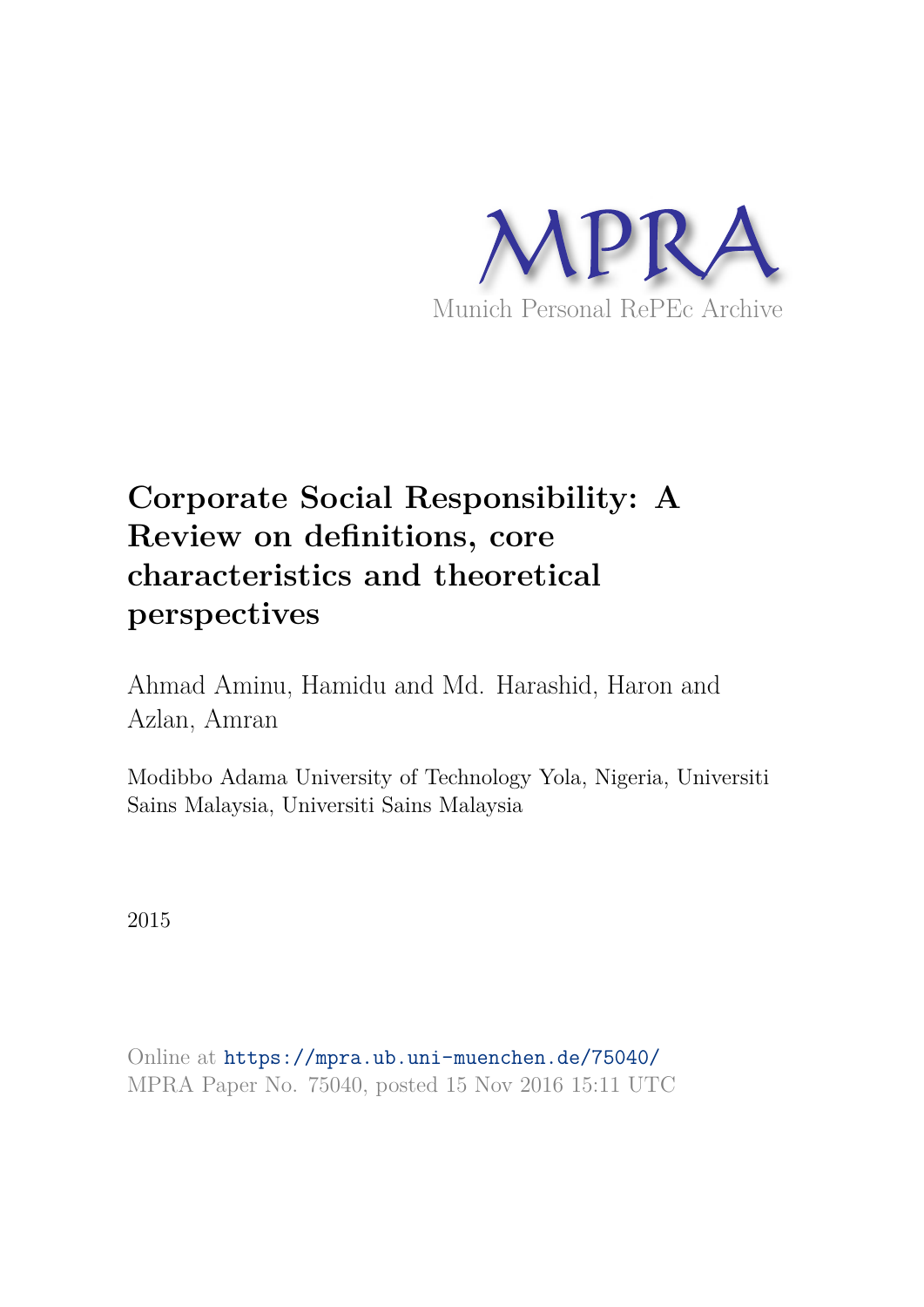MPRA

Munich Personal RePEc Archive

# Corporate Social Responsibility: A Review on definitions, core characteristics and theoretical perspectives

Ahmad Aminu, Hamidu and Md. Harashid, Haron and Azlan, Amran

Modibbo Adama University of Technology Yola, Nigeria, Universiti Sains Malaysia, Universiti Sains Malaysia

2015

Online at https://mpra.ub.uni-muenchen.de/75040/
MPRA Paper No. 75040, posted 15 Nov 2016 15:11 UTC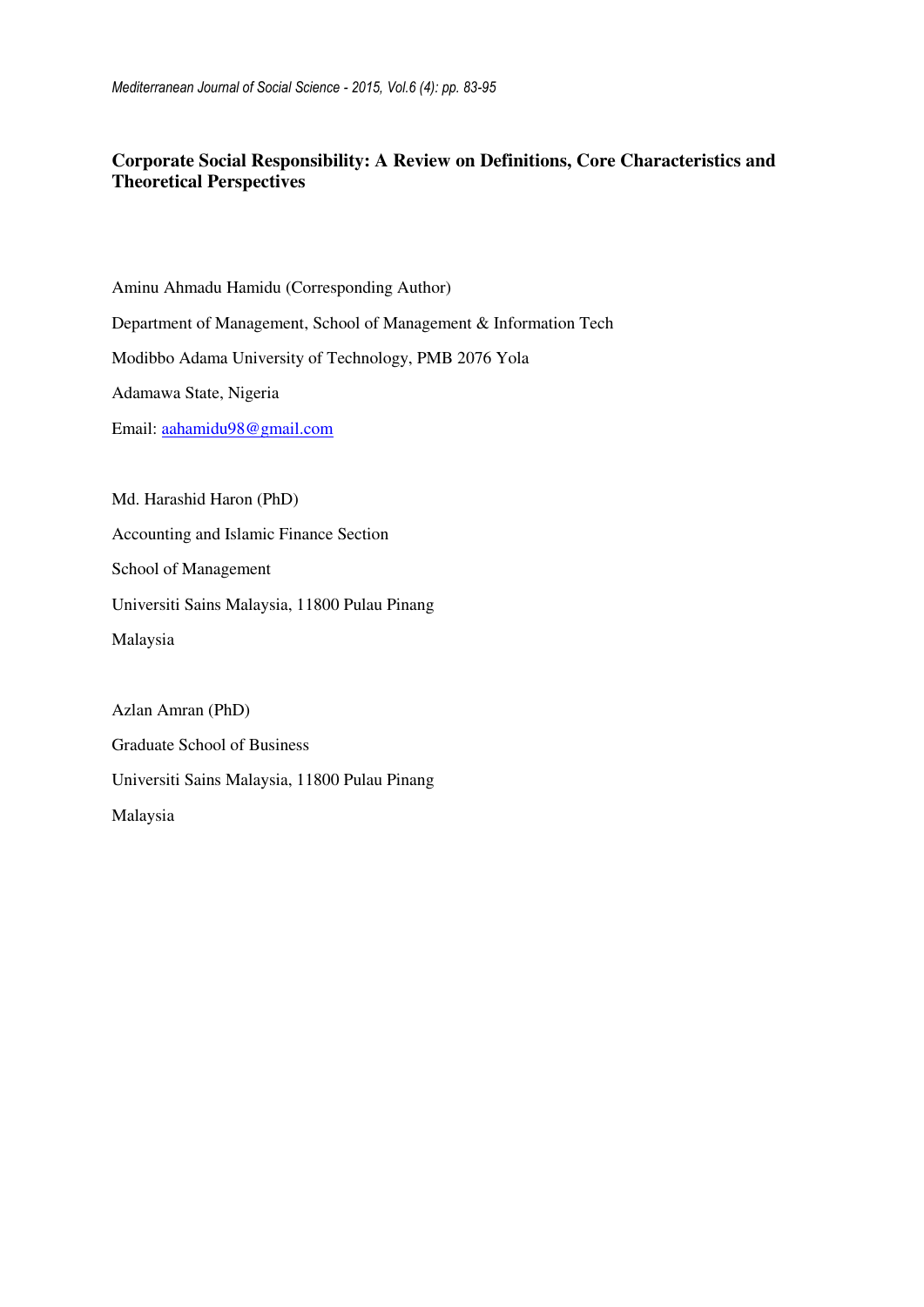# Corporate Social Responsibility: A Review on Definitions, Core Characteristics and Theoretical Perspectives

Aminu Ahmadu Hamidu (Corresponding Author)

Department of Management, School of Management & Information Tech

Modibbo Adama University of Technology, PMB 2076 Yola

Adamawa State, Nigeria

Email: aahamidu98@gmail.com

Md. Harashid Haron (PhD)

Accounting and Islamic Finance Section

School of Management

Universiti Sains Malaysia, 11800 Pulau Pinang

Malaysia

Azlan Amran (PhD)

Graduate School of Business

Universiti Sains Malaysia, 11800 Pulau Pinang

Malaysia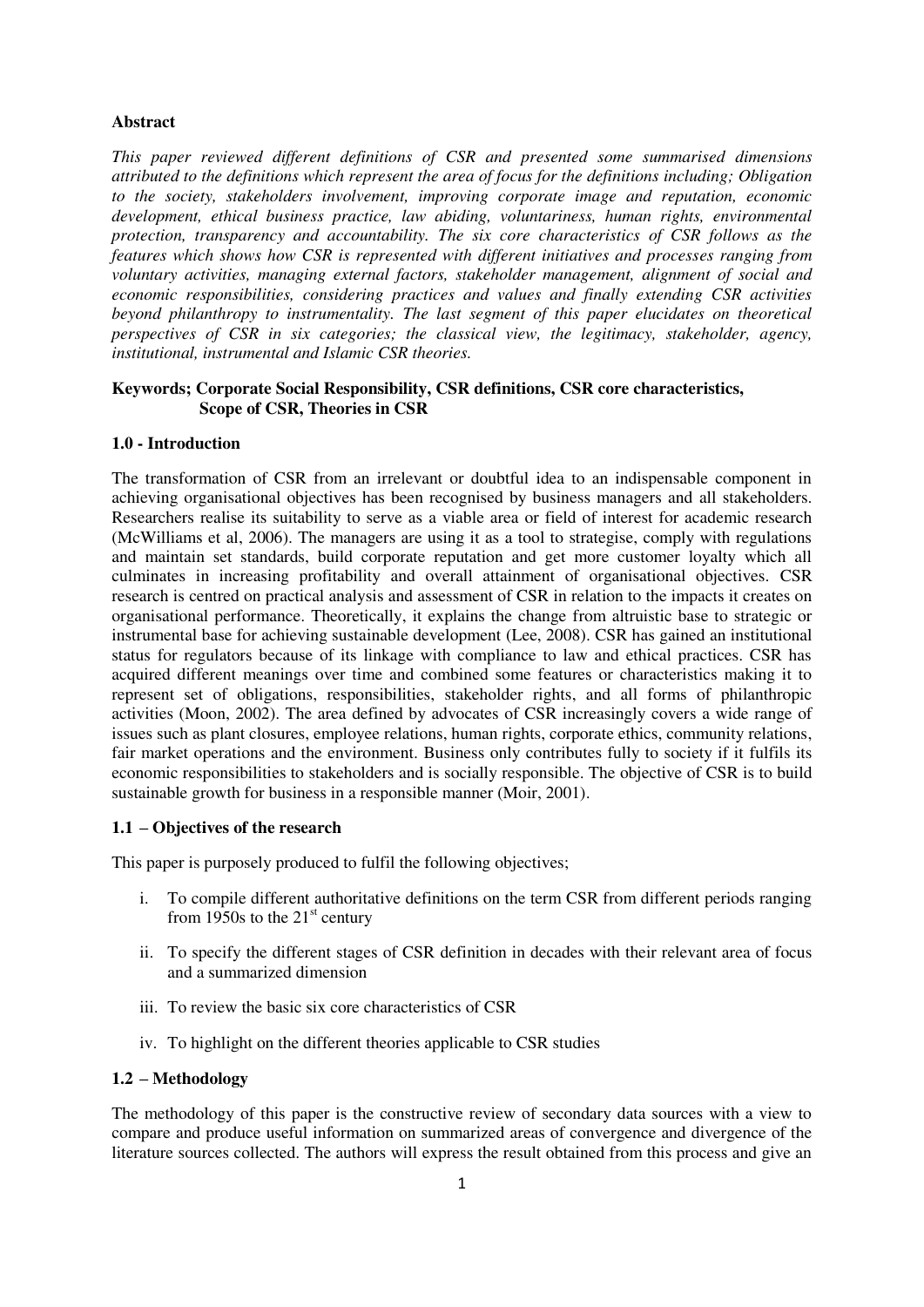**Abstract**

*This paper reviewed different definitions of CSR and presented some summarised dimensions attributed to the definitions which represent the area of focus for the definitions including; Obligation to the society, stakeholders involvement, improving corporate image and reputation, economic development, ethical business practice, law abiding, voluntariness, human rights, environmental protection, transparency and accountability. The six core characteristics of CSR follows as the features which shows how CSR is represented with different initiatives and processes ranging from voluntary activities, managing external factors, stakeholder management, alignment of social and economic responsibilities, considering practices and values and finally extending CSR activities beyond philanthropy to instrumentality. The last segment of this paper elucidates on theoretical perspectives of CSR in six categories; the classical view, the legitimacy, stakeholder, agency, institutional, instrumental and Islamic CSR theories.*

**Keywords; Corporate Social Responsibility, CSR definitions, CSR core characteristics, Scope of CSR, Theories in CSR**

## 1.0 - Introduction

The transformation of CSR from an irrelevant or doubtful idea to an indispensable component in achieving organisational objectives has been recognised by business managers and all stakeholders. Researchers realise its suitability to serve as a viable area or field of interest for academic research (McWilliams et al, 2006). The managers are using it as a tool to strategise, comply with regulations and maintain set standards, build corporate reputation and get more customer loyalty which all culminates in increasing profitability and overall attainment of organisational objectives. CSR research is centred on practical analysis and assessment of CSR in relation to the impacts it creates on organisational performance. Theoretically, it explains the change from altruistic base to strategic or instrumental base for achieving sustainable development (Lee, 2008). CSR has gained an institutional status for regulators because of its linkage with compliance to law and ethical practices. CSR has acquired different meanings over time and combined some features or characteristics making it to represent set of obligations, responsibilities, stakeholder rights, and all forms of philanthropic activities (Moon, 2002). The area defined by advocates of CSR increasingly covers a wide range of issues such as plant closures, employee relations, human rights, corporate ethics, community relations, fair market operations and the environment. Business only contributes fully to society if it fulfils its economic responsibilities to stakeholders and is socially responsible. The objective of CSR is to build sustainable growth for business in a responsible manner (Moir, 2001).

### 1.1 – Objectives of the research

This paper is purposely produced to fulfil the following objectives;

i. To compile different authoritative definitions on the term CSR from different periods ranging from 1950s to the 21st century

ii. To specify the different stages of CSR definition in decades with their relevant area of focus and a summarized dimension

iii. To review the basic six core characteristics of CSR

iv. To highlight on the different theories applicable to CSR studies

### 1.2 – Methodology

The methodology of this paper is the constructive review of secondary data sources with a view to compare and produce useful information on summarized areas of convergence and divergence of the literature sources collected. The authors will express the result obtained from this process and give an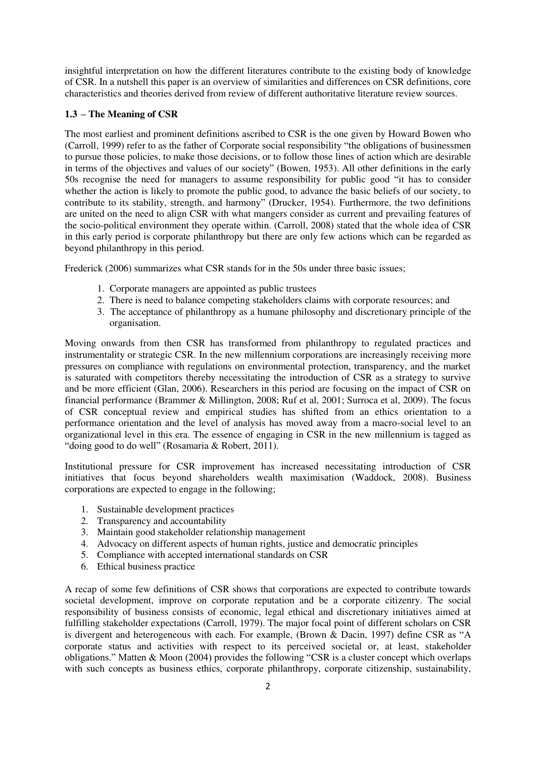insightful interpretation on how the different literatures contribute to the existing body of knowledge of CSR. In a nutshell this paper is an overview of similarities and differences on CSR definitions, core characteristics and theories derived from review of different authoritative literature review sources.

### 1.3 – The Meaning of CSR

The most earliest and prominent definitions ascribed to CSR is the one given by Howard Bowen who (Carroll, 1999) refer to as the father of Corporate social responsibility "the obligations of businessmen to pursue those policies, to make those decisions, or to follow those lines of action which are desirable in terms of the objectives and values of our society" (Bowen, 1953). All other definitions in the early 50s recognise the need for managers to assume responsibility for public good "it has to consider whether the action is likely to promote the public good, to advance the basic beliefs of our society, to contribute to its stability, strength, and harmony" (Drucker, 1954). Furthermore, the two definitions are united on the need to align CSR with what mangers consider as current and prevailing features of the socio-political environment they operate within. (Carroll, 2008) stated that the whole idea of CSR in this early period is corporate philanthropy but there are only few actions which can be regarded as beyond philanthropy in this period.

Frederick (2006) summarizes what CSR stands for in the 50s under three basic issues;

1. Corporate managers are appointed as public trustees
2. There is need to balance competing stakeholders claims with corporate resources; and
3. The acceptance of philanthropy as a humane philosophy and discretionary principle of the organisation.

Moving onwards from then CSR has transformed from philanthropy to regulated practices and instrumentality or strategic CSR. In the new millennium corporations are increasingly receiving more pressures on compliance with regulations on environmental protection, transparency, and the market is saturated with competitors thereby necessitating the introduction of CSR as a strategy to survive and be more efficient (Glan, 2006). Researchers in this period are focusing on the impact of CSR on financial performance (Brammer & Millington, 2008; Ruf et al, 2001; Surroca et al, 2009). The focus of CSR conceptual review and empirical studies has shifted from an ethics orientation to a performance orientation and the level of analysis has moved away from a macro-social level to an organizational level in this era. The essence of engaging in CSR in the new millennium is tagged as "doing good to do well" (Rosamaria & Robert, 2011).

Institutional pressure for CSR improvement has increased necessitating introduction of CSR initiatives that focus beyond shareholders wealth maximisation (Waddock, 2008). Business corporations are expected to engage in the following;

1. Sustainable development practices
2. Transparency and accountability
3. Maintain good stakeholder relationship management
4. Advocacy on different aspects of human rights, justice and democratic principles
5. Compliance with accepted international standards on CSR
6. Ethical business practice

A recap of some few definitions of CSR shows that corporations are expected to contribute towards societal development, improve on corporate reputation and be a corporate citizenry. The social responsibility of business consists of economic, legal ethical and discretionary initiatives aimed at fulfilling stakeholder expectations (Carroll, 1979). The major focal point of different scholars on CSR is divergent and heterogeneous with each. For example, (Brown & Dacin, 1997) define CSR as "A corporate status and activities with respect to its perceived societal or, at least, stakeholder obligations." Matten & Moon (2004) provides the following "CSR is a cluster concept which overlaps with such concepts as business ethics, corporate philanthropy, corporate citizenship, sustainability,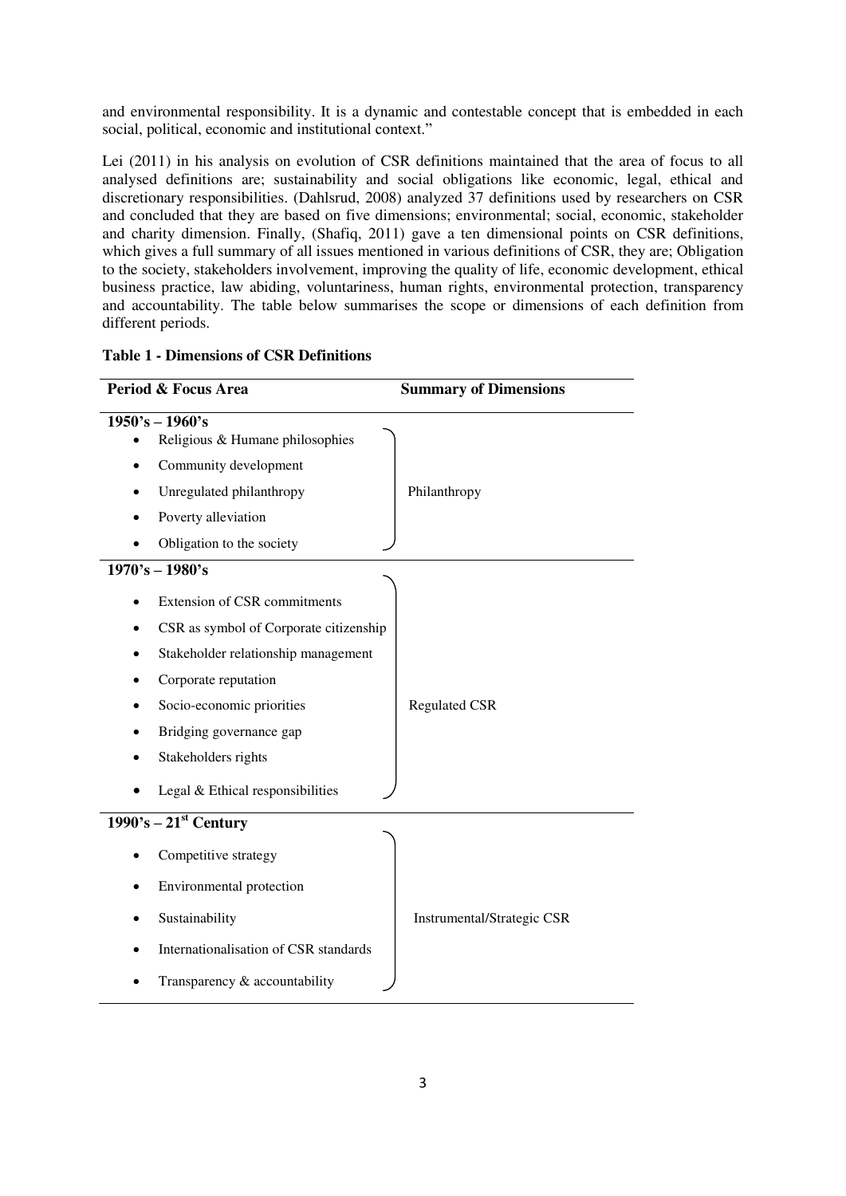and environmental responsibility. It is a dynamic and contestable concept that is embedded in each social, political, economic and institutional context."

Lei (2011) in his analysis on evolution of CSR definitions maintained that the area of focus to all analysed definitions are; sustainability and social obligations like economic, legal, ethical and discretionary responsibilities. (Dahlsrud, 2008) analyzed 37 definitions used by researchers on CSR and concluded that they are based on five dimensions; environmental; social, economic, stakeholder and charity dimension. Finally, (Shafiq, 2011) gave a ten dimensional points on CSR definitions, which gives a full summary of all issues mentioned in various definitions of CSR, they are; Obligation to the society, stakeholders involvement, improving the quality of life, economic development, ethical business practice, law abiding, voluntariness, human rights, environmental protection, transparency and accountability. The table below summarises the scope or dimensions of each definition from different periods.

**Table 1 - Dimensions of CSR Definitions**

| Period & Focus Area | Summary of Dimensions |
|---|---|
| **1950's – 1960's** | |
| • Religious & Humane philosophies<br>• Community development<br>• Unregulated philanthropy<br>• Poverty alleviation<br>• Obligation to the society | Philanthropy |
| **1970's – 1980's** | |
| • Extension of CSR commitments<br>• CSR as symbol of Corporate citizenship<br>• Stakeholder relationship management<br>• Corporate reputation<br>• Socio-economic priorities<br>• Bridging governance gap<br>• Stakeholders rights<br>• Legal & Ethical responsibilities | Regulated CSR |
| **1990's – 21st Century** | |
| • Competitive strategy<br>• Environmental protection<br>• Sustainability<br>• Internationalisation of CSR standards<br>• Transparency & accountability | Instrumental/Strategic CSR |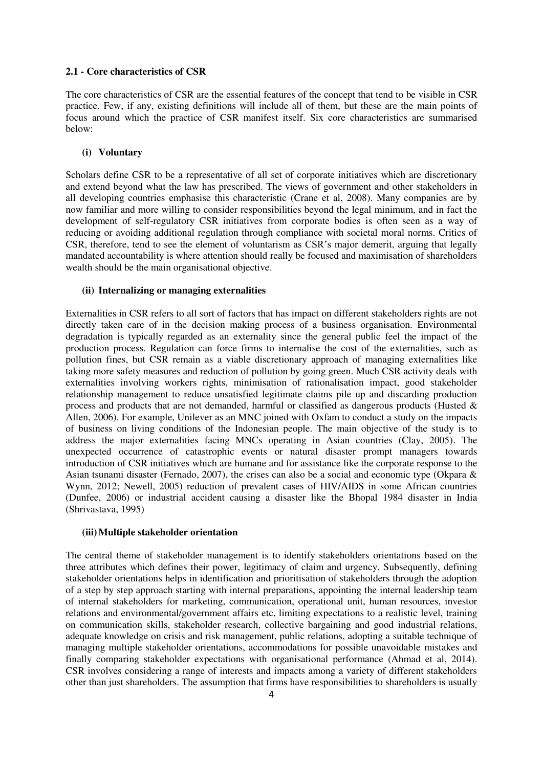### 2.1 - Core characteristics of CSR

The core characteristics of CSR are the essential features of the concept that tend to be visible in CSR practice. Few, if any, existing definitions will include all of them, but these are the main points of focus around which the practice of CSR manifest itself. Six core characteristics are summarised below:

#### (i) Voluntary

Scholars define CSR to be a representative of all set of corporate initiatives which are discretionary and extend beyond what the law has prescribed. The views of government and other stakeholders in all developing countries emphasise this characteristic (Crane et al, 2008). Many companies are by now familiar and more willing to consider responsibilities beyond the legal minimum, and in fact the development of self-regulatory CSR initiatives from corporate bodies is often seen as a way of reducing or avoiding additional regulation through compliance with societal moral norms. Critics of CSR, therefore, tend to see the element of voluntarism as CSR's major demerit, arguing that legally mandated accountability is where attention should really be focused and maximisation of shareholders wealth should be the main organisational objective.

#### (ii) Internalizing or managing externalities

Externalities in CSR refers to all sort of factors that has impact on different stakeholders rights are not directly taken care of in the decision making process of a business organisation. Environmental degradation is typically regarded as an externality since the general public feel the impact of the production process. Regulation can force firms to internalise the cost of the externalities, such as pollution fines, but CSR remain as a viable discretionary approach of managing externalities like taking more safety measures and reduction of pollution by going green. Much CSR activity deals with externalities involving workers rights, minimisation of rationalisation impact, good stakeholder relationship management to reduce unsatisfied legitimate claims pile up and discarding production process and products that are not demanded, harmful or classified as dangerous products (Husted & Allen, 2006). For example, Unilever as an MNC joined with Oxfam to conduct a study on the impacts of business on living conditions of the Indonesian people. The main objective of the study is to address the major externalities facing MNCs operating in Asian countries (Clay, 2005). The unexpected occurrence of catastrophic events or natural disaster prompt managers towards introduction of CSR initiatives which are humane and for assistance like the corporate response to the Asian tsunami disaster (Fernado, 2007), the crises can also be a social and economic type (Okpara & Wynn, 2012; Newell, 2005) reduction of prevalent cases of HIV/AIDS in some African countries (Dunfee, 2006) or industrial accident causing a disaster like the Bhopal 1984 disaster in India (Shrivastava, 1995)

#### (iii) Multiple stakeholder orientation

The central theme of stakeholder management is to identify stakeholders orientations based on the three attributes which defines their power, legitimacy of claim and urgency. Subsequently, defining stakeholder orientations helps in identification and prioritisation of stakeholders through the adoption of a step by step approach starting with internal preparations, appointing the internal leadership team of internal stakeholders for marketing, communication, operational unit, human resources, investor relations and environmental/government affairs etc, limiting expectations to a realistic level, training on communication skills, stakeholder research, collective bargaining and good industrial relations, adequate knowledge on crisis and risk management, public relations, adopting a suitable technique of managing multiple stakeholder orientations, accommodations for possible unavoidable mistakes and finally comparing stakeholder expectations with organisational performance (Ahmad et al, 2014). CSR involves considering a range of interests and impacts among a variety of different stakeholders other than just shareholders. The assumption that firms have responsibilities to shareholders is usually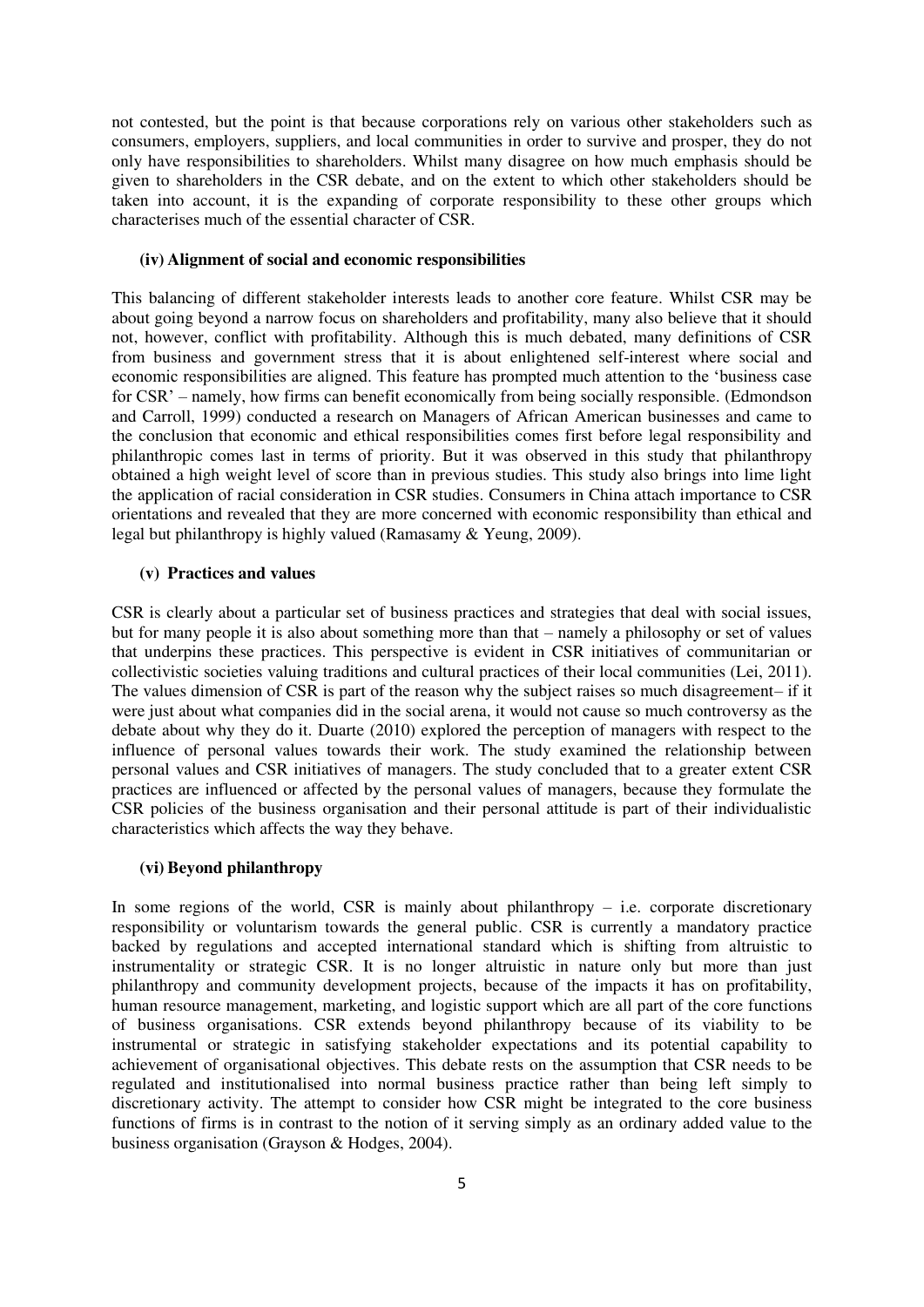not contested, but the point is that because corporations rely on various other stakeholders such as consumers, employers, suppliers, and local communities in order to survive and prosper, they do not only have responsibilities to shareholders. Whilst many disagree on how much emphasis should be given to shareholders in the CSR debate, and on the extent to which other stakeholders should be taken into account, it is the expanding of corporate responsibility to these other groups which characterises much of the essential character of CSR.

#### (iv) Alignment of social and economic responsibilities

This balancing of different stakeholder interests leads to another core feature. Whilst CSR may be about going beyond a narrow focus on shareholders and profitability, many also believe that it should not, however, conflict with profitability. Although this is much debated, many definitions of CSR from business and government stress that it is about enlightened self-interest where social and economic responsibilities are aligned. This feature has prompted much attention to the 'business case for CSR' – namely, how firms can benefit economically from being socially responsible. (Edmondson and Carroll, 1999) conducted a research on Managers of African American businesses and came to the conclusion that economic and ethical responsibilities comes first before legal responsibility and philanthropic comes last in terms of priority. But it was observed in this study that philanthropy obtained a high weight level of score than in previous studies. This study also brings into lime light the application of racial consideration in CSR studies. Consumers in China attach importance to CSR orientations and revealed that they are more concerned with economic responsibility than ethical and legal but philanthropy is highly valued (Ramasamy & Yeung, 2009).

#### (v) Practices and values

CSR is clearly about a particular set of business practices and strategies that deal with social issues, but for many people it is also about something more than that – namely a philosophy or set of values that underpins these practices. This perspective is evident in CSR initiatives of communitarian or collectivistic societies valuing traditions and cultural practices of their local communities (Lei, 2011). The values dimension of CSR is part of the reason why the subject raises so much disagreement– if it were just about what companies did in the social arena, it would not cause so much controversy as the debate about why they do it. Duarte (2010) explored the perception of managers with respect to the influence of personal values towards their work. The study examined the relationship between personal values and CSR initiatives of managers. The study concluded that to a greater extent CSR practices are influenced or affected by the personal values of managers, because they formulate the CSR policies of the business organisation and their personal attitude is part of their individualistic characteristics which affects the way they behave.

#### (vi) Beyond philanthropy

In some regions of the world, CSR is mainly about philanthropy – i.e. corporate discretionary responsibility or voluntarism towards the general public. CSR is currently a mandatory practice backed by regulations and accepted international standard which is shifting from altruistic to instrumentality or strategic CSR. It is no longer altruistic in nature only but more than just philanthropy and community development projects, because of the impacts it has on profitability, human resource management, marketing, and logistic support which are all part of the core functions of business organisations. CSR extends beyond philanthropy because of its viability to be instrumental or strategic in satisfying stakeholder expectations and its potential capability to achievement of organisational objectives. This debate rests on the assumption that CSR needs to be regulated and institutionalised into normal business practice rather than being left simply to discretionary activity. The attempt to consider how CSR might be integrated to the core business functions of firms is in contrast to the notion of it serving simply as an ordinary added value to the business organisation (Grayson & Hodges, 2004).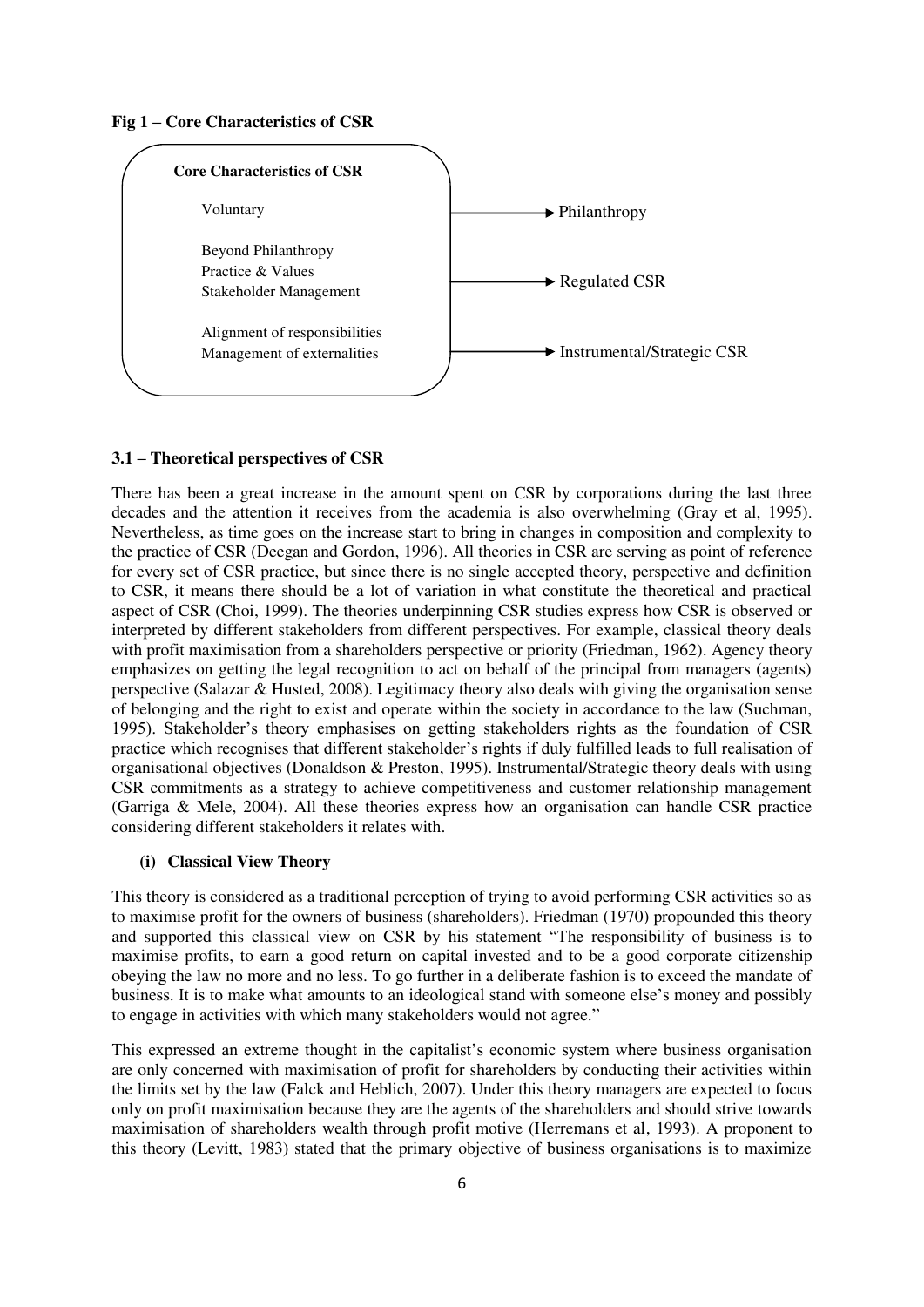**Fig 1 – Core Characteristics of CSR**

| Core Characteristics of CSR | |
|---|---|
| Voluntary | → Philanthropy |
| Beyond Philanthropy<br>Practice & Values<br>Stakeholder Management | → Regulated CSR |
| Alignment of responsibilities<br>Management of externalities | → Instrumental/Strategic CSR |

### 3.1 – Theoretical perspectives of CSR

There has been a great increase in the amount spent on CSR by corporations during the last three decades and the attention it receives from the academia is also overwhelming (Gray et al, 1995). Nevertheless, as time goes on the increase start to bring in changes in composition and complexity to the practice of CSR (Deegan and Gordon, 1996). All theories in CSR are serving as point of reference for every set of CSR practice, but since there is no single accepted theory, perspective and definition to CSR, it means there should be a lot of variation in what constitute the theoretical and practical aspect of CSR (Choi, 1999). The theories underpinning CSR studies express how CSR is observed or interpreted by different stakeholders from different perspectives. For example, classical theory deals with profit maximisation from a shareholders perspective or priority (Friedman, 1962). Agency theory emphasizes on getting the legal recognition to act on behalf of the principal from managers (agents) perspective (Salazar & Husted, 2008). Legitimacy theory also deals with giving the organisation sense of belonging and the right to exist and operate within the society in accordance to the law (Suchman, 1995). Stakeholder's theory emphasises on getting stakeholders rights as the foundation of CSR practice which recognises that different stakeholder's rights if duly fulfilled leads to full realisation of organisational objectives (Donaldson & Preston, 1995). Instrumental/Strategic theory deals with using CSR commitments as a strategy to achieve competitiveness and customer relationship management (Garriga & Mele, 2004). All these theories express how an organisation can handle CSR practice considering different stakeholders it relates with.

#### (i) Classical View Theory

This theory is considered as a traditional perception of trying to avoid performing CSR activities so as to maximise profit for the owners of business (shareholders). Friedman (1970) propounded this theory and supported this classical view on CSR by his statement "The responsibility of business is to maximise profits, to earn a good return on capital invested and to be a good corporate citizenship obeying the law no more and no less. To go further in a deliberate fashion is to exceed the mandate of business. It is to make what amounts to an ideological stand with someone else's money and possibly to engage in activities with which many stakeholders would not agree."

This expressed an extreme thought in the capitalist's economic system where business organisation are only concerned with maximisation of profit for shareholders by conducting their activities within the limits set by the law (Falck and Heblich, 2007). Under this theory managers are expected to focus only on profit maximisation because they are the agents of the shareholders and should strive towards maximisation of shareholders wealth through profit motive (Herremans et al, 1993). A proponent to this theory (Levitt, 1983) stated that the primary objective of business organisations is to maximize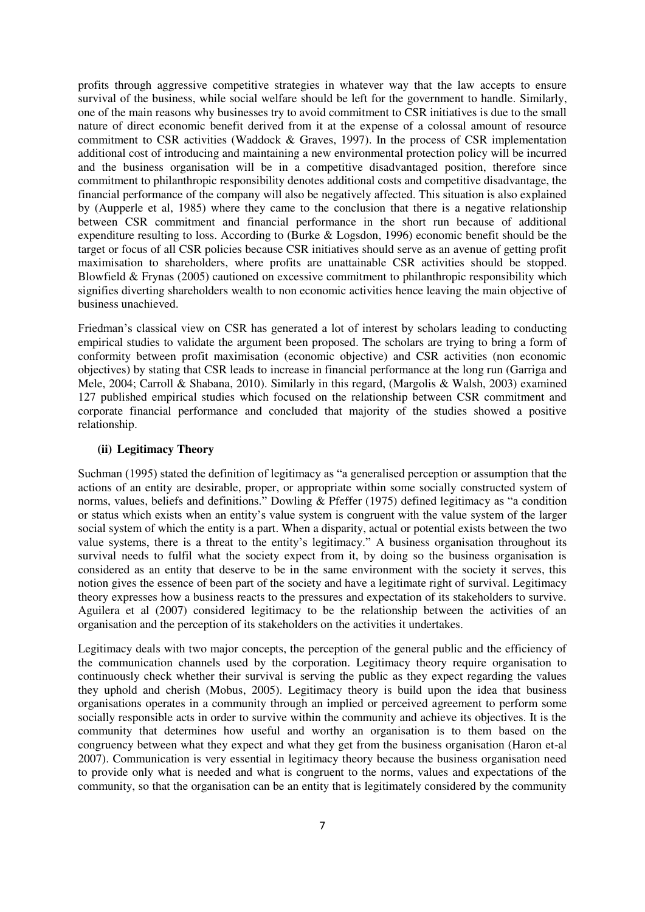profits through aggressive competitive strategies in whatever way that the law accepts to ensure survival of the business, while social welfare should be left for the government to handle. Similarly, one of the main reasons why businesses try to avoid commitment to CSR initiatives is due to the small nature of direct economic benefit derived from it at the expense of a colossal amount of resource commitment to CSR activities (Waddock & Graves, 1997). In the process of CSR implementation additional cost of introducing and maintaining a new environmental protection policy will be incurred and the business organisation will be in a competitive disadvantaged position, therefore since commitment to philanthropic responsibility denotes additional costs and competitive disadvantage, the financial performance of the company will also be negatively affected. This situation is also explained by (Aupperle et al, 1985) where they came to the conclusion that there is a negative relationship between CSR commitment and financial performance in the short run because of additional expenditure resulting to loss. According to (Burke & Logsdon, 1996) economic benefit should be the target or focus of all CSR policies because CSR initiatives should serve as an avenue of getting profit maximisation to shareholders, where profits are unattainable CSR activities should be stopped. Blowfield & Frynas (2005) cautioned on excessive commitment to philanthropic responsibility which signifies diverting shareholders wealth to non economic activities hence leaving the main objective of business unachieved.

Friedman's classical view on CSR has generated a lot of interest by scholars leading to conducting empirical studies to validate the argument been proposed. The scholars are trying to bring a form of conformity between profit maximisation (economic objective) and CSR activities (non economic objectives) by stating that CSR leads to increase in financial performance at the long run (Garriga and Mele, 2004; Carroll & Shabana, 2010). Similarly in this regard, (Margolis & Walsh, 2003) examined 127 published empirical studies which focused on the relationship between CSR commitment and corporate financial performance and concluded that majority of the studies showed a positive relationship.

**(ii) Legitimacy Theory**

Suchman (1995) stated the definition of legitimacy as "a generalised perception or assumption that the actions of an entity are desirable, proper, or appropriate within some socially constructed system of norms, values, beliefs and definitions." Dowling & Pfeffer (1975) defined legitimacy as "a condition or status which exists when an entity's value system is congruent with the value system of the larger social system of which the entity is a part. When a disparity, actual or potential exists between the two value systems, there is a threat to the entity's legitimacy." A business organisation throughout its survival needs to fulfil what the society expect from it, by doing so the business organisation is considered as an entity that deserve to be in the same environment with the society it serves, this notion gives the essence of been part of the society and have a legitimate right of survival. Legitimacy theory expresses how a business reacts to the pressures and expectation of its stakeholders to survive. Aguilera et al (2007) considered legitimacy to be the relationship between the activities of an organisation and the perception of its stakeholders on the activities it undertakes.

Legitimacy deals with two major concepts, the perception of the general public and the efficiency of the communication channels used by the corporation. Legitimacy theory require organisation to continuously check whether their survival is serving the public as they expect regarding the values they uphold and cherish (Mobus, 2005). Legitimacy theory is build upon the idea that business organisations operates in a community through an implied or perceived agreement to perform some socially responsible acts in order to survive within the community and achieve its objectives. It is the community that determines how useful and worthy an organisation is to them based on the congruency between what they expect and what they get from the business organisation (Haron et-al 2007). Communication is very essential in legitimacy theory because the business organisation need to provide only what is needed and what is congruent to the norms, values and expectations of the community, so that the organisation can be an entity that is legitimately considered by the community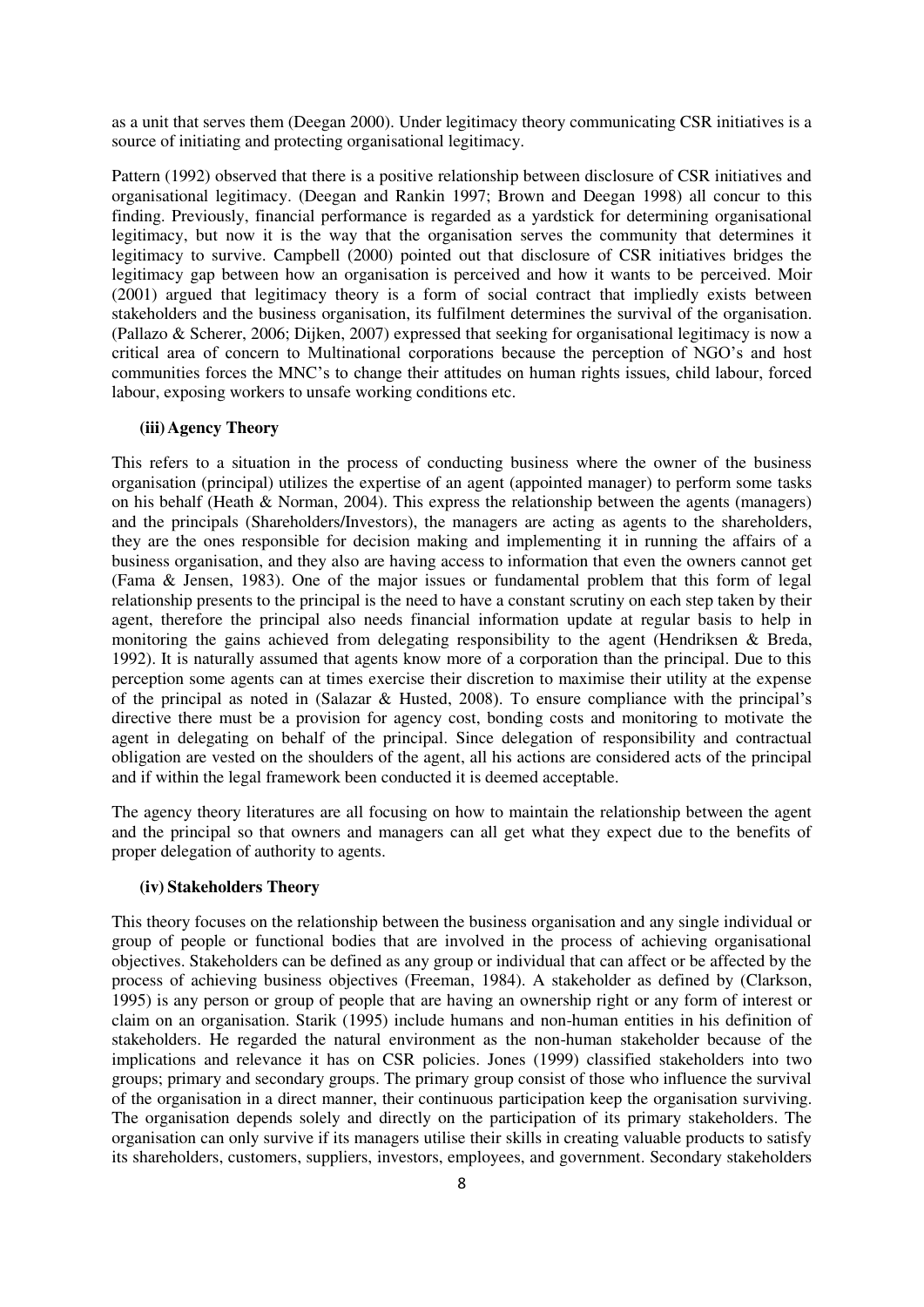as a unit that serves them (Deegan 2000). Under legitimacy theory communicating CSR initiatives is a source of initiating and protecting organisational legitimacy.

Pattern (1992) observed that there is a positive relationship between disclosure of CSR initiatives and organisational legitimacy. (Deegan and Rankin 1997; Brown and Deegan 1998) all concur to this finding. Previously, financial performance is regarded as a yardstick for determining organisational legitimacy, but now it is the way that the organisation serves the community that determines it legitimacy to survive. Campbell (2000) pointed out that disclosure of CSR initiatives bridges the legitimacy gap between how an organisation is perceived and how it wants to be perceived. Moir (2001) argued that legitimacy theory is a form of social contract that impliedly exists between stakeholders and the business organisation, its fulfilment determines the survival of the organisation. (Pallazo & Scherer, 2006; Dijken, 2007) expressed that seeking for organisational legitimacy is now a critical area of concern to Multinational corporations because the perception of NGO's and host communities forces the MNC's to change their attitudes on human rights issues, child labour, forced labour, exposing workers to unsafe working conditions etc.

**(iii) Agency Theory**

This refers to a situation in the process of conducting business where the owner of the business organisation (principal) utilizes the expertise of an agent (appointed manager) to perform some tasks on his behalf (Heath & Norman, 2004). This express the relationship between the agents (managers) and the principals (Shareholders/Investors), the managers are acting as agents to the shareholders, they are the ones responsible for decision making and implementing it in running the affairs of a business organisation, and they also are having access to information that even the owners cannot get (Fama & Jensen, 1983). One of the major issues or fundamental problem that this form of legal relationship presents to the principal is the need to have a constant scrutiny on each step taken by their agent, therefore the principal also needs financial information update at regular basis to help in monitoring the gains achieved from delegating responsibility to the agent (Hendriksen & Breda, 1992). It is naturally assumed that agents know more of a corporation than the principal. Due to this perception some agents can at times exercise their discretion to maximise their utility at the expense of the principal as noted in (Salazar & Husted, 2008). To ensure compliance with the principal's directive there must be a provision for agency cost, bonding costs and monitoring to motivate the agent in delegating on behalf of the principal. Since delegation of responsibility and contractual obligation are vested on the shoulders of the agent, all his actions are considered acts of the principal and if within the legal framework been conducted it is deemed acceptable.

The agency theory literatures are all focusing on how to maintain the relationship between the agent and the principal so that owners and managers can all get what they expect due to the benefits of proper delegation of authority to agents.

**(iv) Stakeholders Theory**

This theory focuses on the relationship between the business organisation and any single individual or group of people or functional bodies that are involved in the process of achieving organisational objectives. Stakeholders can be defined as any group or individual that can affect or be affected by the process of achieving business objectives (Freeman, 1984). A stakeholder as defined by (Clarkson, 1995) is any person or group of people that are having an ownership right or any form of interest or claim on an organisation. Starik (1995) include humans and non-human entities in his definition of stakeholders. He regarded the natural environment as the non-human stakeholder because of the implications and relevance it has on CSR policies. Jones (1999) classified stakeholders into two groups; primary and secondary groups. The primary group consist of those who influence the survival of the organisation in a direct manner, their continuous participation keep the organisation surviving. The organisation depends solely and directly on the participation of its primary stakeholders. The organisation can only survive if its managers utilise their skills in creating valuable products to satisfy its shareholders, customers, suppliers, investors, employees, and government. Secondary stakeholders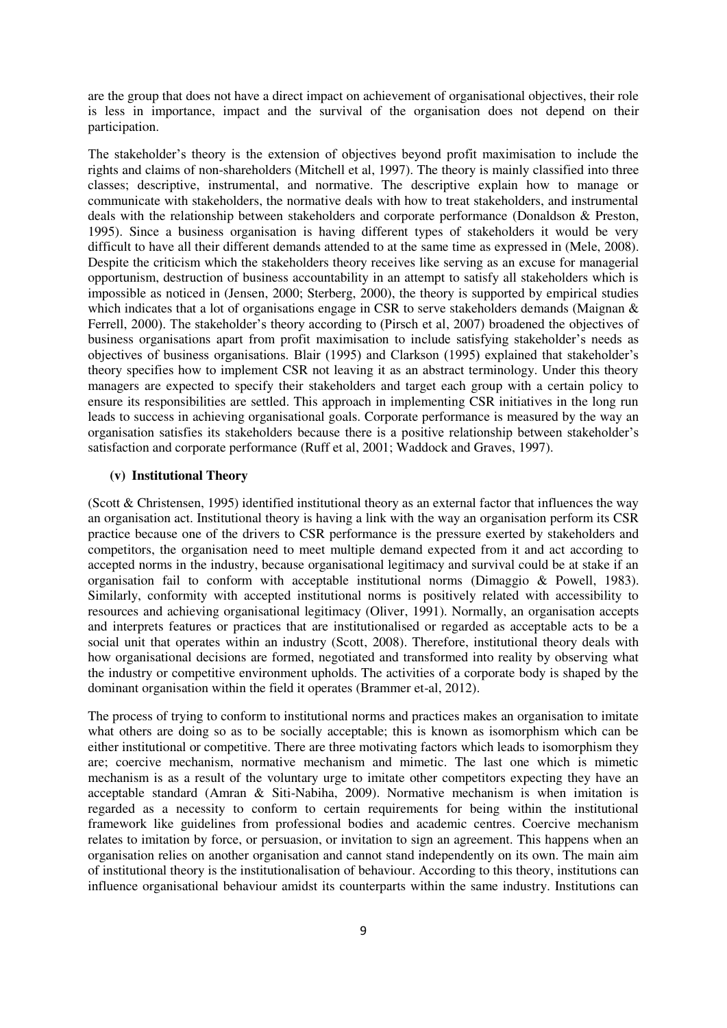are the group that does not have a direct impact on achievement of organisational objectives, their role is less in importance, impact and the survival of the organisation does not depend on their participation.

The stakeholder's theory is the extension of objectives beyond profit maximisation to include the rights and claims of non-shareholders (Mitchell et al, 1997). The theory is mainly classified into three classes; descriptive, instrumental, and normative. The descriptive explain how to manage or communicate with stakeholders, the normative deals with how to treat stakeholders, and instrumental deals with the relationship between stakeholders and corporate performance (Donaldson & Preston, 1995). Since a business organisation is having different types of stakeholders it would be very difficult to have all their different demands attended to at the same time as expressed in (Mele, 2008). Despite the criticism which the stakeholders theory receives like serving as an excuse for managerial opportunism, destruction of business accountability in an attempt to satisfy all stakeholders which is impossible as noticed in (Jensen, 2000; Sterberg, 2000), the theory is supported by empirical studies which indicates that a lot of organisations engage in CSR to serve stakeholders demands (Maignan & Ferrell, 2000). The stakeholder's theory according to (Pirsch et al, 2007) broadened the objectives of business organisations apart from profit maximisation to include satisfying stakeholder's needs as objectives of business organisations. Blair (1995) and Clarkson (1995) explained that stakeholder's theory specifies how to implement CSR not leaving it as an abstract terminology. Under this theory managers are expected to specify their stakeholders and target each group with a certain policy to ensure its responsibilities are settled. This approach in implementing CSR initiatives in the long run leads to success in achieving organisational goals. Corporate performance is measured by the way an organisation satisfies its stakeholders because there is a positive relationship between stakeholder's satisfaction and corporate performance (Ruff et al, 2001; Waddock and Graves, 1997).

**(v) Institutional Theory**

(Scott & Christensen, 1995) identified institutional theory as an external factor that influences the way an organisation act. Institutional theory is having a link with the way an organisation perform its CSR practice because one of the drivers to CSR performance is the pressure exerted by stakeholders and competitors, the organisation need to meet multiple demand expected from it and act according to accepted norms in the industry, because organisational legitimacy and survival could be at stake if an organisation fail to conform with acceptable institutional norms (Dimaggio & Powell, 1983). Similarly, conformity with accepted institutional norms is positively related with accessibility to resources and achieving organisational legitimacy (Oliver, 1991). Normally, an organisation accepts and interprets features or practices that are institutionalised or regarded as acceptable acts to be a social unit that operates within an industry (Scott, 2008). Therefore, institutional theory deals with how organisational decisions are formed, negotiated and transformed into reality by observing what the industry or competitive environment upholds. The activities of a corporate body is shaped by the dominant organisation within the field it operates (Brammer et-al, 2012).

The process of trying to conform to institutional norms and practices makes an organisation to imitate what others are doing so as to be socially acceptable; this is known as isomorphism which can be either institutional or competitive. There are three motivating factors which leads to isomorphism they are; coercive mechanism, normative mechanism and mimetic. The last one which is mimetic mechanism is as a result of the voluntary urge to imitate other competitors expecting they have an acceptable standard (Amran & Siti-Nabiha, 2009). Normative mechanism is when imitation is regarded as a necessity to conform to certain requirements for being within the institutional framework like guidelines from professional bodies and academic centres. Coercive mechanism relates to imitation by force, or persuasion, or invitation to sign an agreement. This happens when an organisation relies on another organisation and cannot stand independently on its own. The main aim of institutional theory is the institutionalisation of behaviour. According to this theory, institutions can influence organisational behaviour amidst its counterparts within the same industry. Institutions can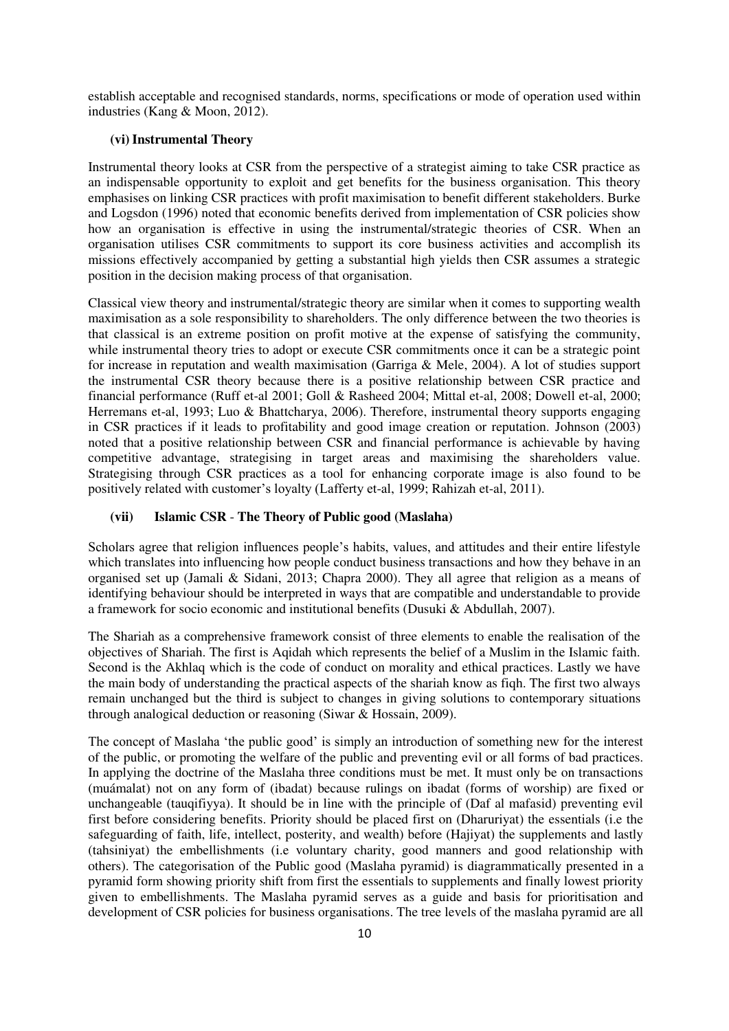establish acceptable and recognised standards, norms, specifications or mode of operation used within industries (Kang & Moon, 2012).

### (vi) Instrumental Theory

Instrumental theory looks at CSR from the perspective of a strategist aiming to take CSR practice as an indispensable opportunity to exploit and get benefits for the business organisation. This theory emphasises on linking CSR practices with profit maximisation to benefit different stakeholders. Burke and Logsdon (1996) noted that economic benefits derived from implementation of CSR policies show how an organisation is effective in using the instrumental/strategic theories of CSR. When an organisation utilises CSR commitments to support its core business activities and accomplish its missions effectively accompanied by getting a substantial high yields then CSR assumes a strategic position in the decision making process of that organisation.

Classical view theory and instrumental/strategic theory are similar when it comes to supporting wealth maximisation as a sole responsibility to shareholders. The only difference between the two theories is that classical is an extreme position on profit motive at the expense of satisfying the community, while instrumental theory tries to adopt or execute CSR commitments once it can be a strategic point for increase in reputation and wealth maximisation (Garriga & Mele, 2004). A lot of studies support the instrumental CSR theory because there is a positive relationship between CSR practice and financial performance (Ruff et-al 2001; Goll & Rasheed 2004; Mittal et-al, 2008; Dowell et-al, 2000; Herremans et-al, 1993; Luo & Bhattcharya, 2006). Therefore, instrumental theory supports engaging in CSR practices if it leads to profitability and good image creation or reputation. Johnson (2003) noted that a positive relationship between CSR and financial performance is achievable by having competitive advantage, strategising in target areas and maximising the shareholders value. Strategising through CSR practices as a tool for enhancing corporate image is also found to be positively related with customer's loyalty (Lafferty et-al, 1999; Rahizah et-al, 2011).

### (vii) Islamic CSR - The Theory of Public good (Maslaha)

Scholars agree that religion influences people's habits, values, and attitudes and their entire lifestyle which translates into influencing how people conduct business transactions and how they behave in an organised set up (Jamali & Sidani, 2013; Chapra 2000). They all agree that religion as a means of identifying behaviour should be interpreted in ways that are compatible and understandable to provide a framework for socio economic and institutional benefits (Dusuki & Abdullah, 2007).

The Shariah as a comprehensive framework consist of three elements to enable the realisation of the objectives of Shariah. The first is Aqidah which represents the belief of a Muslim in the Islamic faith. Second is the Akhlaq which is the code of conduct on morality and ethical practices. Lastly we have the main body of understanding the practical aspects of the shariah know as fiqh. The first two always remain unchanged but the third is subject to changes in giving solutions to contemporary situations through analogical deduction or reasoning (Siwar & Hossain, 2009).

The concept of Maslaha 'the public good' is simply an introduction of something new for the interest of the public, or promoting the welfare of the public and preventing evil or all forms of bad practices. In applying the doctrine of the Maslaha three conditions must be met. It must only be on transactions (muámalat) not on any form of (ibadat) because rulings on ibadat (forms of worship) are fixed or unchangeable (tauqifiyya). It should be in line with the principle of (Daf al mafasid) preventing evil first before considering benefits. Priority should be placed first on (Dharuriyat) the essentials (i.e the safeguarding of faith, life, intellect, posterity, and wealth) before (Hajiyat) the supplements and lastly (tahsiniyat) the embellishments (i.e voluntary charity, good manners and good relationship with others). The categorisation of the Public good (Maslaha pyramid) is diagrammatically presented in a pyramid form showing priority shift from first the essentials to supplements and finally lowest priority given to embellishments. The Maslaha pyramid serves as a guide and basis for prioritisation and development of CSR policies for business organisations. The tree levels of the maslaha pyramid are all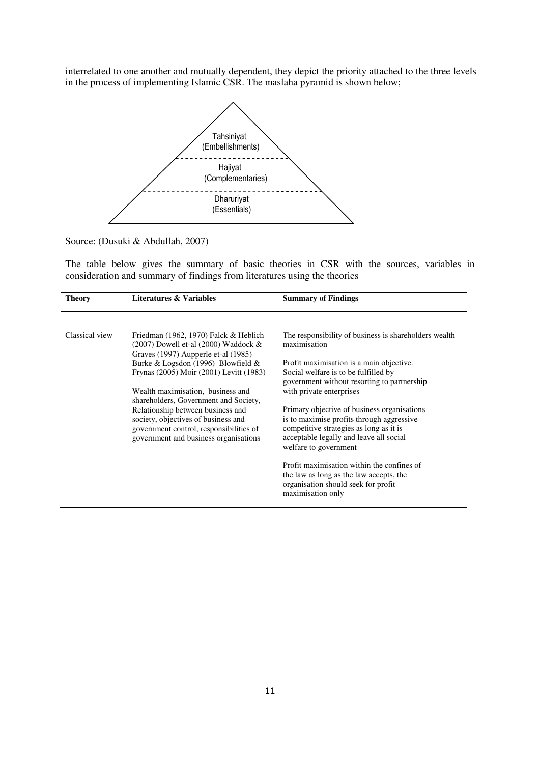interrelated to one another and mutually dependent, they depict the priority attached to the three levels in the process of implementing Islamic CSR. The maslaha pyramid is shown below;

Tahsiniyat (Embellishments)

Hajiyat (Complementaries)

Dharuriyat (Essentials)

Source: (Dusuki & Abdullah, 2007)

The table below gives the summary of basic theories in CSR with the sources, variables in consideration and summary of findings from literatures using the theories

| Theory | Literatures & Variables | Summary of Findings |
|---|---|---|
| Classical view | Friedman (1962, 1970) Falck & Heblich (2007) Dowell et-al (2000) Waddock & Graves (1997) Aupperle et-al (1985) Burke & Logsdon (1996) Blowfield & Frynas (2005) Moir (2001) Levitt (1983)<br><br>Wealth maximisation, business and shareholders, Government and Society, Relationship between business and society, objectives of business and government control, responsibilities of government and business organisations | The responsibility of business is shareholders wealth maximisation<br><br>Profit maximisation is a main objective. Social welfare is to be fulfilled by government without resorting to partnership with private enterprises<br><br>Primary objective of business organisations is to maximise profits through aggressive competitive strategies as long as it is acceptable legally and leave all social welfare to government<br><br>Profit maximisation within the confines of the law as long as the law accepts, the organisation should seek for profit maximisation only |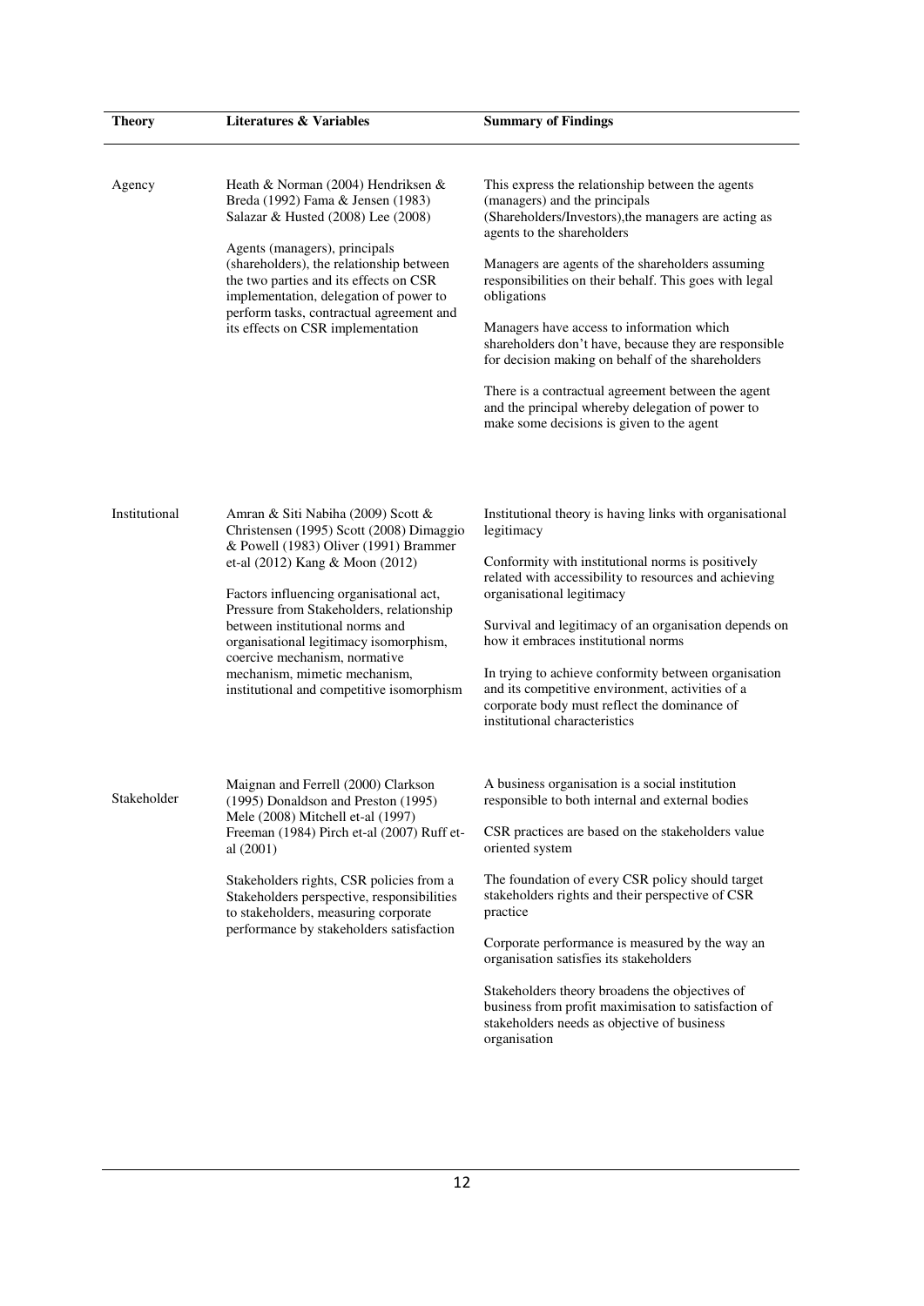| Theory | Literatures & Variables | Summary of Findings |
|---|---|---|
| Agency | Heath & Norman (2004) Hendriksen & Breda (1992) Fama & Jensen (1983) Salazar & Husted (2008) Lee (2008)<br><br>Agents (managers), principals (shareholders), the relationship between the two parties and its effects on CSR implementation, delegation of power to perform tasks, contractual agreement and its effects on CSR implementation | This express the relationship between the agents (managers) and the principals (Shareholders/Investors),the managers are acting as agents to the shareholders<br><br>Managers are agents of the shareholders assuming responsibilities on their behalf. This goes with legal obligations<br><br>Managers have access to information which shareholders don't have, because they are responsible for decision making on behalf of the shareholders<br><br>There is a contractual agreement between the agent and the principal whereby delegation of power to make some decisions is given to the agent |
| Institutional | Amran & Siti Nabiha (2009) Scott & Christensen (1995) Scott (2008) Dimaggio & Powell (1983) Oliver (1991) Brammer et-al (2012) Kang & Moon (2012)<br><br>Factors influencing organisational act, Pressure from Stakeholders, relationship between institutional norms and organisational legitimacy isomorphism, coercive mechanism, normative mechanism, mimetic mechanism, institutional and competitive isomorphism | Institutional theory is having links with organisational legitimacy<br><br>Conformity with institutional norms is positively related with accessibility to resources and achieving organisational legitimacy<br><br>Survival and legitimacy of an organisation depends on how it embraces institutional norms<br><br>In trying to achieve conformity between organisation and its competitive environment, activities of a corporate body must reflect the dominance of institutional characteristics |
| Stakeholder | Maignan and Ferrell (2000) Clarkson (1995) Donaldson and Preston (1995) Mele (2008) Mitchell et-al (1997) Freeman (1984) Pirch et-al (2007) Ruff et-al (2001)<br><br>Stakeholders rights, CSR policies from a Stakeholders perspective, responsibilities to stakeholders, measuring corporate performance by stakeholders satisfaction | A business organisation is a social institution responsible to both internal and external bodies<br><br>CSR practices are based on the stakeholders value oriented system<br><br>The foundation of every CSR policy should target stakeholders rights and their perspective of CSR practice<br><br>Corporate performance is measured by the way an organisation satisfies its stakeholders<br><br>Stakeholders theory broadens the objectives of business from profit maximisation to satisfaction of stakeholders needs as objective of business organisation |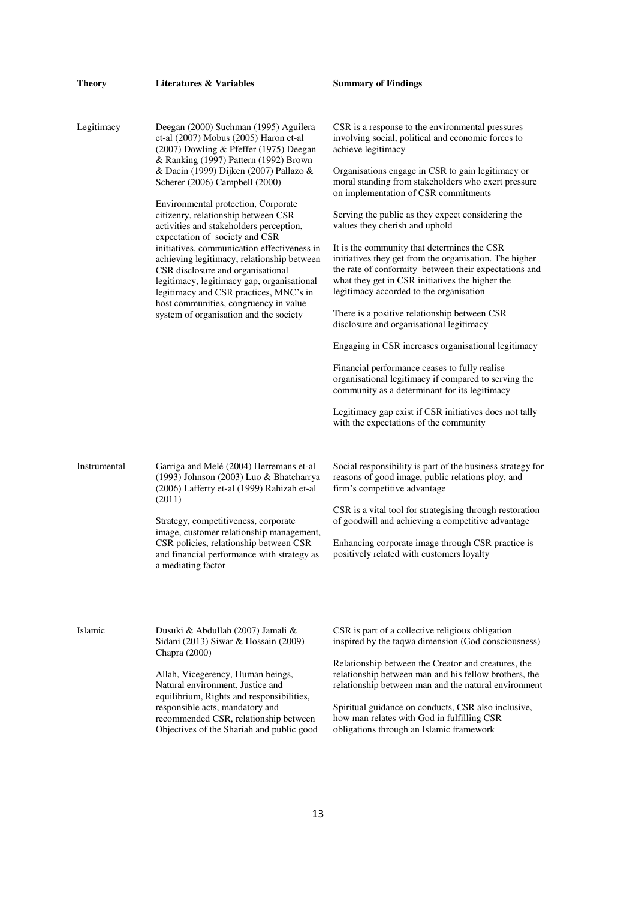| Theory | Literatures & Variables | Summary of Findings |
|---|---|---|
| Legitimacy | Deegan (2000) Suchman (1995) Aguilera et-al (2007) Mobus (2005) Haron et-al (2007) Dowling & Pfeffer (1975) Deegan & Ranking (1997) Pattern (1992) Brown & Dacin (1999) Dijken (2007) Pallazo & Scherer (2006) Campbell (2000)<br><br>Environmental protection, Corporate citizenry, relationship between CSR activities and stakeholders perception, expectation of society and CSR initiatives, communication effectiveness in achieving legitimacy, relationship between CSR disclosure and organisational legitimacy, legitimacy gap, organisational legitimacy and CSR practices, MNC's in host communities, congruency in value system of organisation and the society | CSR is a response to the environmental pressures involving social, political and economic forces to achieve legitimacy<br><br>Organisations engage in CSR to gain legitimacy or moral standing from stakeholders who exert pressure on implementation of CSR commitments<br><br>Serving the public as they expect considering the values they cherish and uphold<br><br>It is the community that determines the CSR initiatives they get from the organisation. The higher the rate of conformity between their expectations and what they get in CSR initiatives the higher the legitimacy accorded to the organisation<br><br>There is a positive relationship between CSR disclosure and organisational legitimacy<br><br>Engaging in CSR increases organisational legitimacy<br><br>Financial performance ceases to fully realise organisational legitimacy if compared to serving the community as a determinant for its legitimacy<br><br>Legitimacy gap exist if CSR initiatives does not tally with the expectations of the community |
| Instrumental | Garriga and Melé (2004) Herremans et-al (1993) Johnson (2003) Luo & Bhatcharrya (2006) Lafferty et-al (1999) Rahizah et-al (2011)<br><br>Strategy, competitiveness, corporate image, customer relationship management, CSR policies, relationship between CSR and financial performance with strategy as a mediating factor | Social responsibility is part of the business strategy for reasons of good image, public relations ploy, and firm's competitive advantage<br><br>CSR is a vital tool for strategising through restoration of goodwill and achieving a competitive advantage<br><br>Enhancing corporate image through CSR practice is positively related with customers loyalty |
| Islamic | Dusuki & Abdullah (2007) Jamali & Sidani (2013) Siwar & Hossain (2009) Chapra (2000)<br><br>Allah, Vicegerency, Human beings, Natural environment, Justice and equilibrium, Rights and responsibilities, responsible acts, mandatory and recommended CSR, relationship between Objectives of the Shariah and public good | CSR is part of a collective religious obligation inspired by the taqwa dimension (God consciousness)<br><br>Relationship between the Creator and creatures, the relationship between man and his fellow brothers, the relationship between man and the natural environment<br><br>Spiritual guidance on conducts, CSR also inclusive, how man relates with God in fulfilling CSR obligations through an Islamic framework |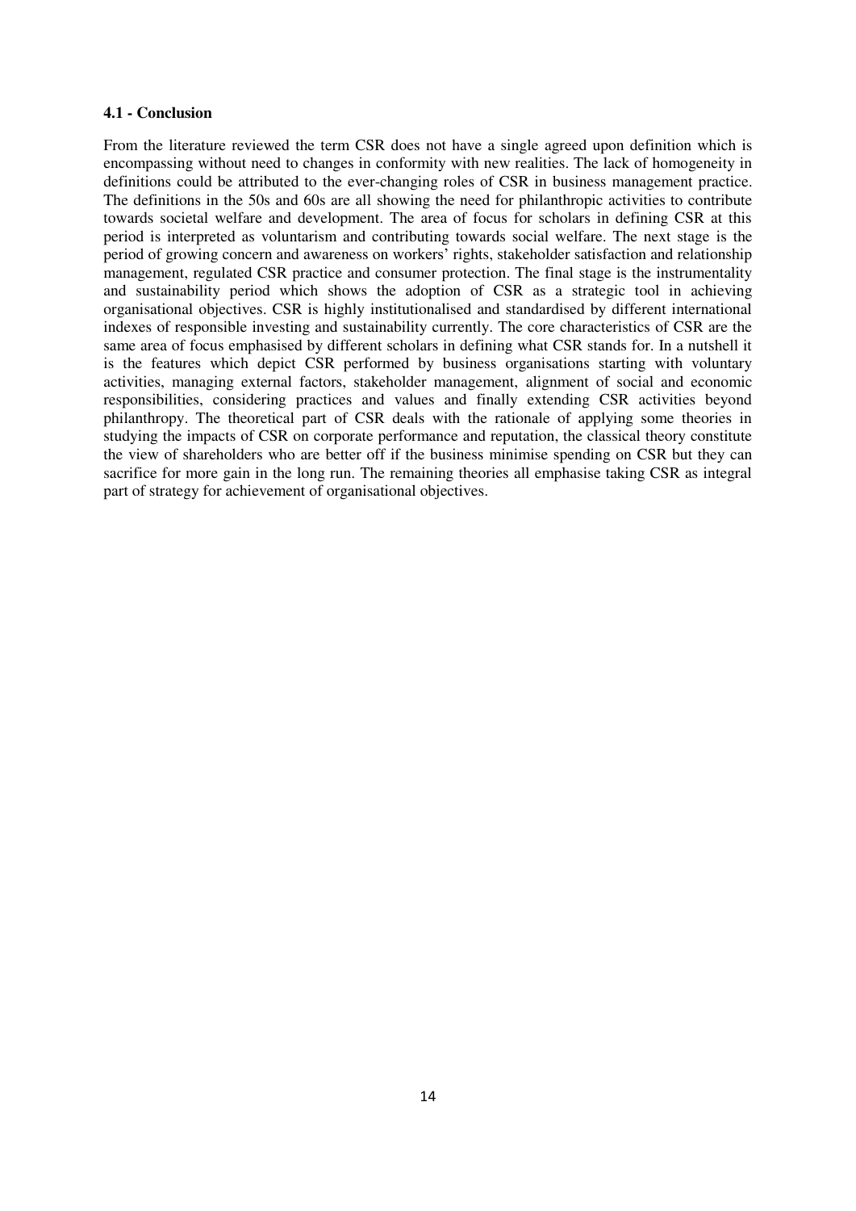#### 4.1 - Conclusion

From the literature reviewed the term CSR does not have a single agreed upon definition which is encompassing without need to changes in conformity with new realities. The lack of homogeneity in definitions could be attributed to the ever-changing roles of CSR in business management practice. The definitions in the 50s and 60s are all showing the need for philanthropic activities to contribute towards societal welfare and development. The area of focus for scholars in defining CSR at this period is interpreted as voluntarism and contributing towards social welfare. The next stage is the period of growing concern and awareness on workers' rights, stakeholder satisfaction and relationship management, regulated CSR practice and consumer protection. The final stage is the instrumentality and sustainability period which shows the adoption of CSR as a strategic tool in achieving organisational objectives. CSR is highly institutionalised and standardised by different international indexes of responsible investing and sustainability currently. The core characteristics of CSR are the same area of focus emphasised by different scholars in defining what CSR stands for. In a nutshell it is the features which depict CSR performed by business organisations starting with voluntary activities, managing external factors, stakeholder management, alignment of social and economic responsibilities, considering practices and values and finally extending CSR activities beyond philanthropy. The theoretical part of CSR deals with the rationale of applying some theories in studying the impacts of CSR on corporate performance and reputation, the classical theory constitute the view of shareholders who are better off if the business minimise spending on CSR but they can sacrifice for more gain in the long run. The remaining theories all emphasise taking CSR as integral part of strategy for achievement of organisational objectives.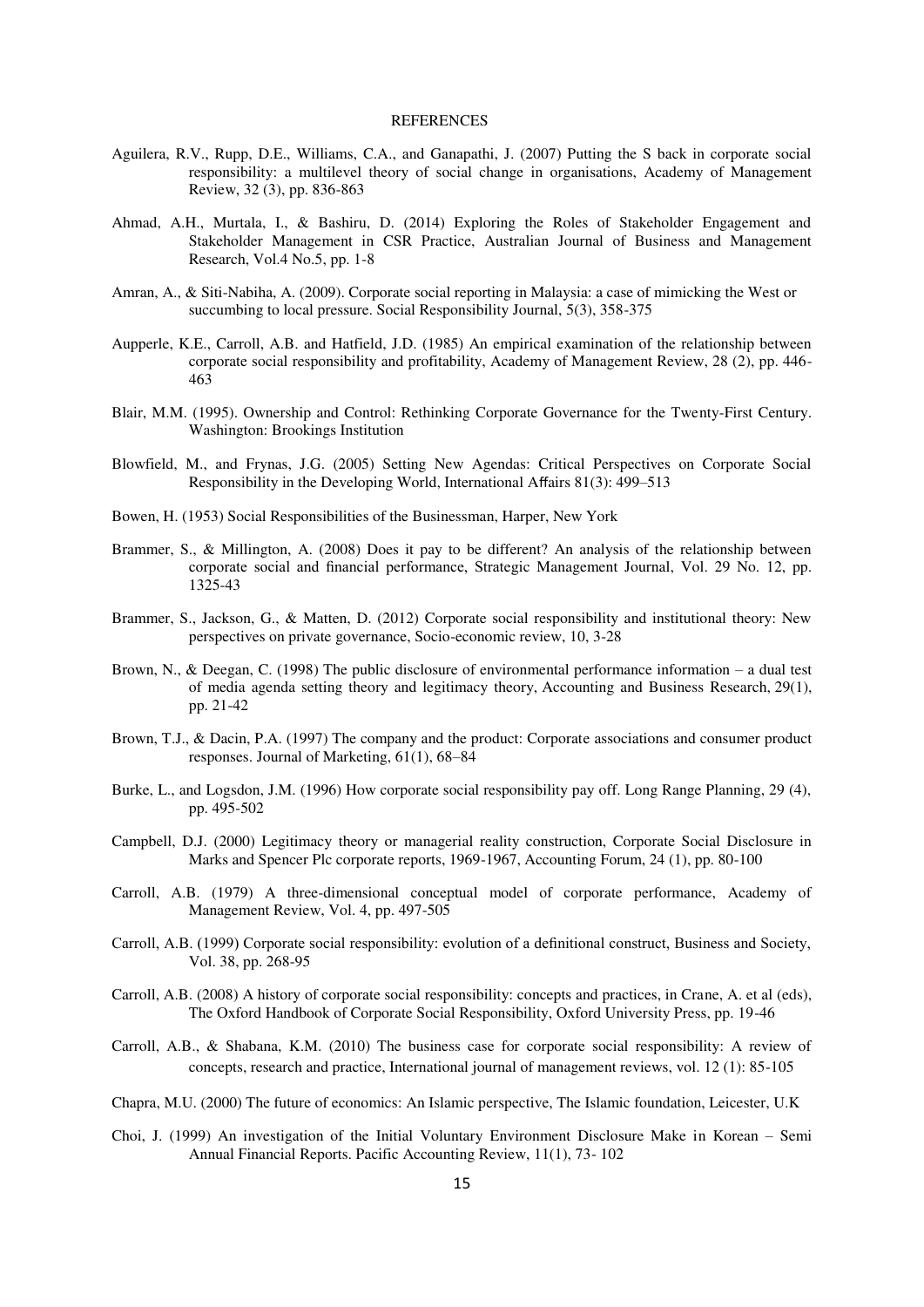# REFERENCES

Aguilera, R.V., Rupp, D.E., Williams, C.A., and Ganapathi, J. (2007) Putting the S back in corporate social responsibility: a multilevel theory of social change in organisations, Academy of Management Review, 32 (3), pp. 836-863

Ahmad, A.H., Murtala, I., & Bashiru, D. (2014) Exploring the Roles of Stakeholder Engagement and Stakeholder Management in CSR Practice, Australian Journal of Business and Management Research, Vol.4 No.5, pp. 1-8

Amran, A., & Siti-Nabiha, A. (2009). Corporate social reporting in Malaysia: a case of mimicking the West or succumbing to local pressure. Social Responsibility Journal, 5(3), 358-375

Aupperle, K.E., Carroll, A.B. and Hatfield, J.D. (1985) An empirical examination of the relationship between corporate social responsibility and profitability, Academy of Management Review, 28 (2), pp. 446-463

Blair, M.M. (1995). Ownership and Control: Rethinking Corporate Governance for the Twenty-First Century. Washington: Brookings Institution

Blowfield, M., and Frynas, J.G. (2005) Setting New Agendas: Critical Perspectives on Corporate Social Responsibility in the Developing World, International Affairs 81(3): 499–513

Bowen, H. (1953) Social Responsibilities of the Businessman, Harper, New York

Brammer, S., & Millington, A. (2008) Does it pay to be different? An analysis of the relationship between corporate social and financial performance, Strategic Management Journal, Vol. 29 No. 12, pp. 1325-43

Brammer, S., Jackson, G., & Matten, D. (2012) Corporate social responsibility and institutional theory: New perspectives on private governance, Socio-economic review, 10, 3-28

Brown, N., & Deegan, C. (1998) The public disclosure of environmental performance information – a dual test of media agenda setting theory and legitimacy theory, Accounting and Business Research, 29(1), pp. 21-42

Brown, T.J., & Dacin, P.A. (1997) The company and the product: Corporate associations and consumer product responses. Journal of Marketing, 61(1), 68–84

Burke, L., and Logsdon, J.M. (1996) How corporate social responsibility pay off. Long Range Planning, 29 (4), pp. 495-502

Campbell, D.J. (2000) Legitimacy theory or managerial reality construction, Corporate Social Disclosure in Marks and Spencer Plc corporate reports, 1969-1967, Accounting Forum, 24 (1), pp. 80-100

Carroll, A.B. (1979) A three-dimensional conceptual model of corporate performance, Academy of Management Review, Vol. 4, pp. 497-505

Carroll, A.B. (1999) Corporate social responsibility: evolution of a definitional construct, Business and Society, Vol. 38, pp. 268-95

Carroll, A.B. (2008) A history of corporate social responsibility: concepts and practices, in Crane, A. et al (eds), The Oxford Handbook of Corporate Social Responsibility, Oxford University Press, pp. 19-46

Carroll, A.B., & Shabana, K.M. (2010) The business case for corporate social responsibility: A review of concepts, research and practice, International journal of management reviews, vol. 12 (1): 85-105

Chapra, M.U. (2000) The future of economics: An Islamic perspective, The Islamic foundation, Leicester, U.K

Choi, J. (1999) An investigation of the Initial Voluntary Environment Disclosure Make in Korean – Semi Annual Financial Reports. Pacific Accounting Review, 11(1), 73- 102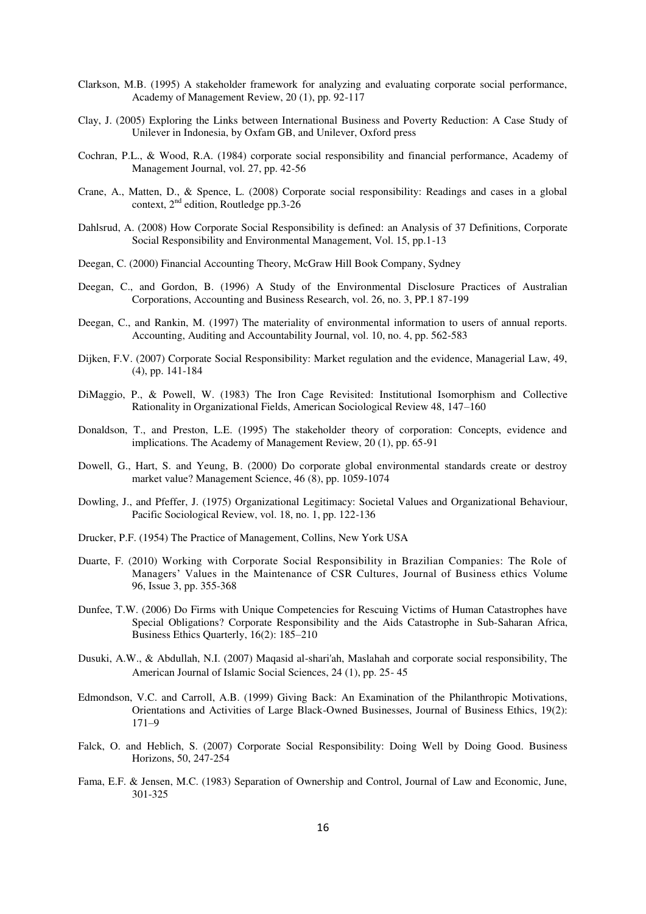Clarkson, M.B. (1995) A stakeholder framework for analyzing and evaluating corporate social performance, Academy of Management Review, 20 (1), pp. 92-117

Clay, J. (2005) Exploring the Links between International Business and Poverty Reduction: A Case Study of Unilever in Indonesia, by Oxfam GB, and Unilever, Oxford press

Cochran, P.L., & Wood, R.A. (1984) corporate social responsibility and financial performance, Academy of Management Journal, vol. 27, pp. 42-56

Crane, A., Matten, D., & Spence, L. (2008) Corporate social responsibility: Readings and cases in a global context, 2nd edition, Routledge pp.3-26

Dahlsrud, A. (2008) How Corporate Social Responsibility is defined: an Analysis of 37 Definitions, Corporate Social Responsibility and Environmental Management, Vol. 15, pp.1-13

Deegan, C. (2000) Financial Accounting Theory, McGraw Hill Book Company, Sydney

Deegan, C., and Gordon, B. (1996) A Study of the Environmental Disclosure Practices of Australian Corporations, Accounting and Business Research, vol. 26, no. 3, PP.1 87-199

Deegan, C., and Rankin, M. (1997) The materiality of environmental information to users of annual reports. Accounting, Auditing and Accountability Journal, vol. 10, no. 4, pp. 562-583

Dijken, F.V. (2007) Corporate Social Responsibility: Market regulation and the evidence, Managerial Law, 49, (4), pp. 141-184

DiMaggio, P., & Powell, W. (1983) The Iron Cage Revisited: Institutional Isomorphism and Collective Rationality in Organizational Fields, American Sociological Review 48, 147–160

Donaldson, T., and Preston, L.E. (1995) The stakeholder theory of corporation: Concepts, evidence and implications. The Academy of Management Review, 20 (1), pp. 65-91

Dowell, G., Hart, S. and Yeung, B. (2000) Do corporate global environmental standards create or destroy market value? Management Science, 46 (8), pp. 1059-1074

Dowling, J., and Pfeffer, J. (1975) Organizational Legitimacy: Societal Values and Organizational Behaviour, Pacific Sociological Review, vol. 18, no. 1, pp. 122-136

Drucker, P.F. (1954) The Practice of Management, Collins, New York USA

Duarte, F. (2010) Working with Corporate Social Responsibility in Brazilian Companies: The Role of Managers' Values in the Maintenance of CSR Cultures, Journal of Business ethics Volume 96, Issue 3, pp. 355-368

Dunfee, T.W. (2006) Do Firms with Unique Competencies for Rescuing Victims of Human Catastrophes have Special Obligations? Corporate Responsibility and the Aids Catastrophe in Sub-Saharan Africa, Business Ethics Quarterly, 16(2): 185–210

Dusuki, A.W., & Abdullah, N.I. (2007) Maqasid al-shari'ah, Maslahah and corporate social responsibility, The American Journal of Islamic Social Sciences, 24 (1), pp. 25- 45

Edmondson, V.C. and Carroll, A.B. (1999) Giving Back: An Examination of the Philanthropic Motivations, Orientations and Activities of Large Black-Owned Businesses, Journal of Business Ethics, 19(2): 171–9

Falck, O. and Heblich, S. (2007) Corporate Social Responsibility: Doing Well by Doing Good. Business Horizons, 50, 247-254

Fama, E.F. & Jensen, M.C. (1983) Separation of Ownership and Control, Journal of Law and Economic, June, 301-325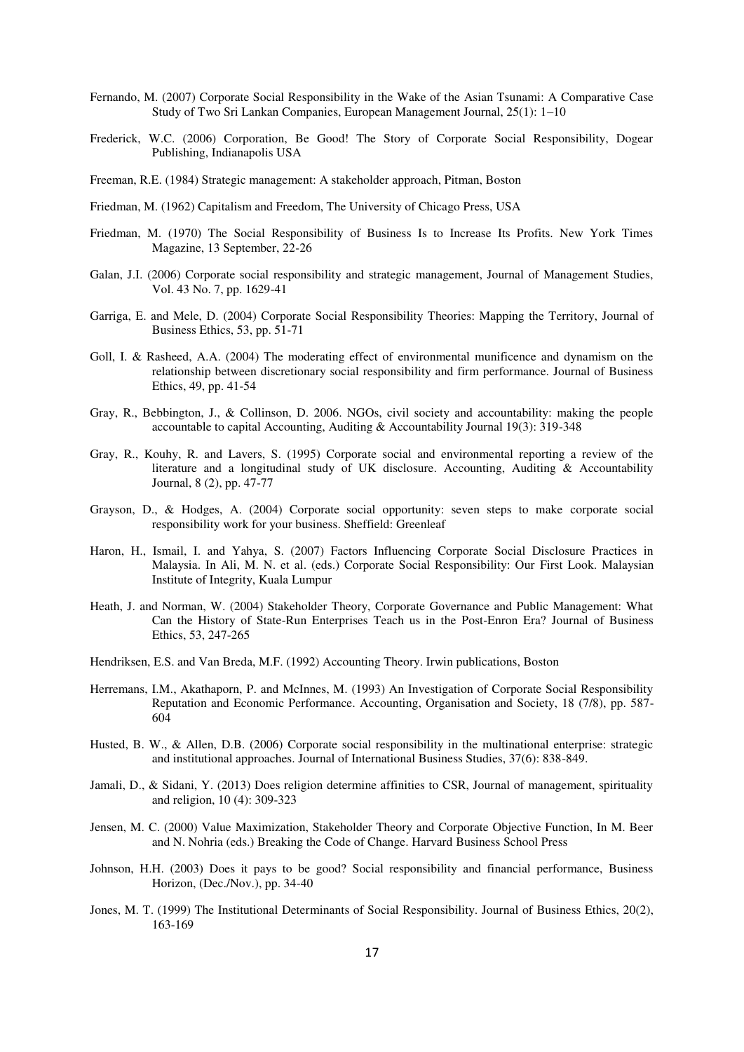Fernando, M. (2007) Corporate Social Responsibility in the Wake of the Asian Tsunami: A Comparative Case Study of Two Sri Lankan Companies, European Management Journal, 25(1): 1–10

Frederick, W.C. (2006) Corporation, Be Good! The Story of Corporate Social Responsibility, Dogear Publishing, Indianapolis USA

Freeman, R.E. (1984) Strategic management: A stakeholder approach, Pitman, Boston

Friedman, M. (1962) Capitalism and Freedom, The University of Chicago Press, USA

Friedman, M. (1970) The Social Responsibility of Business Is to Increase Its Profits. New York Times Magazine, 13 September, 22-26

Galan, J.I. (2006) Corporate social responsibility and strategic management, Journal of Management Studies, Vol. 43 No. 7, pp. 1629-41

Garriga, E. and Mele, D. (2004) Corporate Social Responsibility Theories: Mapping the Territory, Journal of Business Ethics, 53, pp. 51-71

Goll, I. & Rasheed, A.A. (2004) The moderating effect of environmental munificence and dynamism on the relationship between discretionary social responsibility and firm performance. Journal of Business Ethics, 49, pp. 41-54

Gray, R., Bebbington, J., & Collinson, D. 2006. NGOs, civil society and accountability: making the people accountable to capital Accounting, Auditing & Accountability Journal 19(3): 319-348

Gray, R., Kouhy, R. and Lavers, S. (1995) Corporate social and environmental reporting a review of the literature and a longitudinal study of UK disclosure. Accounting, Auditing & Accountability Journal, 8 (2), pp. 47-77

Grayson, D., & Hodges, A. (2004) Corporate social opportunity: seven steps to make corporate social responsibility work for your business. Sheffield: Greenleaf

Haron, H., Ismail, I. and Yahya, S. (2007) Factors Influencing Corporate Social Disclosure Practices in Malaysia. In Ali, M. N. et al. (eds.) Corporate Social Responsibility: Our First Look. Malaysian Institute of Integrity, Kuala Lumpur

Heath, J. and Norman, W. (2004) Stakeholder Theory, Corporate Governance and Public Management: What Can the History of State-Run Enterprises Teach us in the Post-Enron Era? Journal of Business Ethics, 53, 247-265

Hendriksen, E.S. and Van Breda, M.F. (1992) Accounting Theory. Irwin publications, Boston

Herremans, I.M., Akathaporn, P. and McInnes, M. (1993) An Investigation of Corporate Social Responsibility Reputation and Economic Performance. Accounting, Organisation and Society, 18 (7/8), pp. 587-604

Husted, B. W., & Allen, D.B. (2006) Corporate social responsibility in the multinational enterprise: strategic and institutional approaches. Journal of International Business Studies, 37(6): 838-849.

Jamali, D., & Sidani, Y. (2013) Does religion determine affinities to CSR, Journal of management, spirituality and religion, 10 (4): 309-323

Jensen, M. C. (2000) Value Maximization, Stakeholder Theory and Corporate Objective Function, In M. Beer and N. Nohria (eds.) Breaking the Code of Change. Harvard Business School Press

Johnson, H.H. (2003) Does it pays to be good? Social responsibility and financial performance, Business Horizon, (Dec./Nov.), pp. 34-40

Jones, M. T. (1999) The Institutional Determinants of Social Responsibility. Journal of Business Ethics, 20(2), 163-169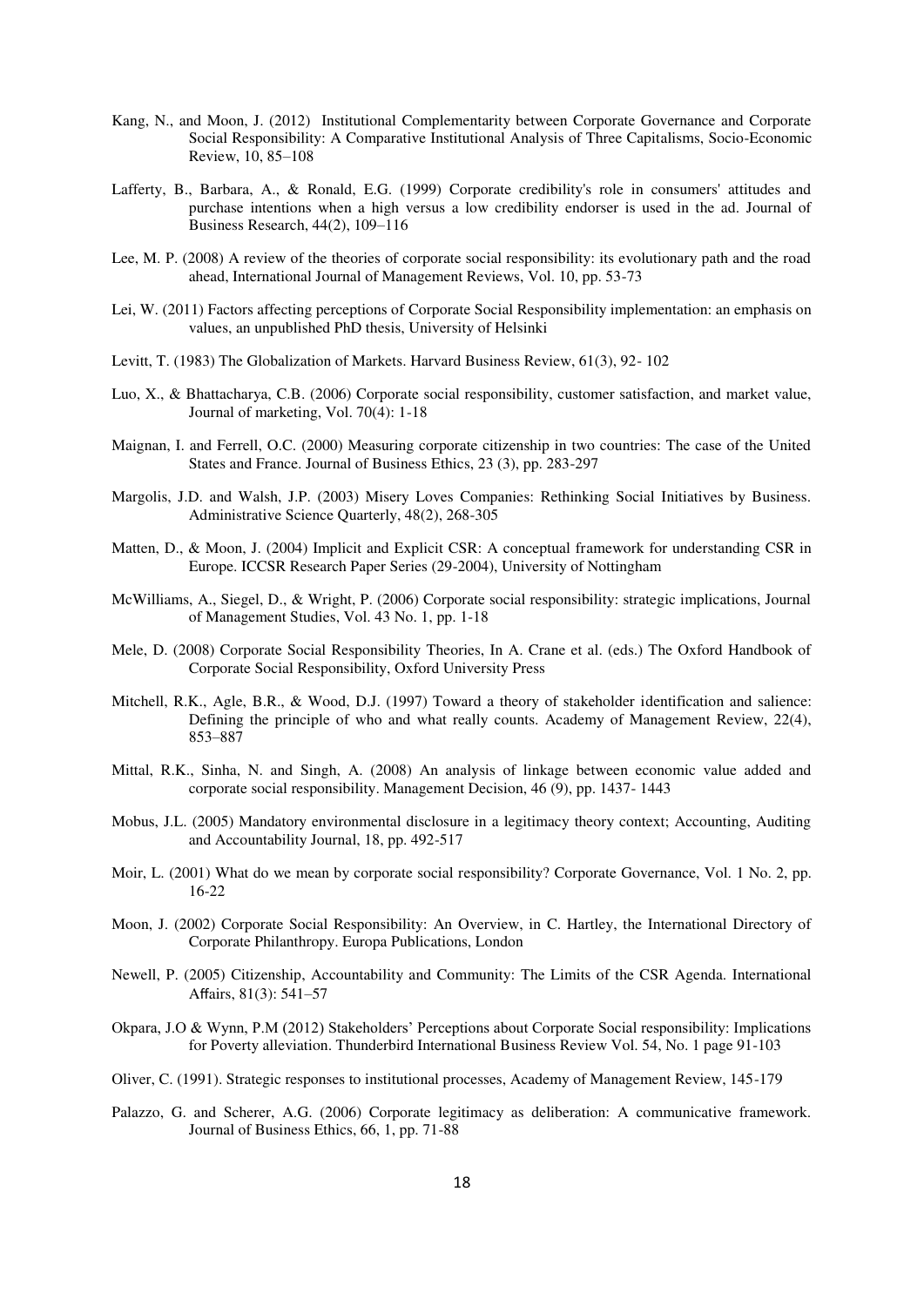Kang, N., and Moon, J. (2012) Institutional Complementarity between Corporate Governance and Corporate Social Responsibility: A Comparative Institutional Analysis of Three Capitalisms, Socio-Economic Review, 10, 85–108

Lafferty, B., Barbara, A., & Ronald, E.G. (1999) Corporate credibility's role in consumers' attitudes and purchase intentions when a high versus a low credibility endorser is used in the ad. Journal of Business Research, 44(2), 109–116

Lee, M. P. (2008) A review of the theories of corporate social responsibility: its evolutionary path and the road ahead, International Journal of Management Reviews, Vol. 10, pp. 53-73

Lei, W. (2011) Factors affecting perceptions of Corporate Social Responsibility implementation: an emphasis on values, an unpublished PhD thesis, University of Helsinki

Levitt, T. (1983) The Globalization of Markets. Harvard Business Review, 61(3), 92- 102

Luo, X., & Bhattacharya, C.B. (2006) Corporate social responsibility, customer satisfaction, and market value, Journal of marketing, Vol. 70(4): 1-18

Maignan, I. and Ferrell, O.C. (2000) Measuring corporate citizenship in two countries: The case of the United States and France. Journal of Business Ethics, 23 (3), pp. 283-297

Margolis, J.D. and Walsh, J.P. (2003) Misery Loves Companies: Rethinking Social Initiatives by Business. Administrative Science Quarterly, 48(2), 268-305

Matten, D., & Moon, J. (2004) Implicit and Explicit CSR: A conceptual framework for understanding CSR in Europe. ICCSR Research Paper Series (29-2004), University of Nottingham

McWilliams, A., Siegel, D., & Wright, P. (2006) Corporate social responsibility: strategic implications, Journal of Management Studies, Vol. 43 No. 1, pp. 1-18

Mele, D. (2008) Corporate Social Responsibility Theories, In A. Crane et al. (eds.) The Oxford Handbook of Corporate Social Responsibility, Oxford University Press

Mitchell, R.K., Agle, B.R., & Wood, D.J. (1997) Toward a theory of stakeholder identification and salience: Defining the principle of who and what really counts. Academy of Management Review, 22(4), 853–887

Mittal, R.K., Sinha, N. and Singh, A. (2008) An analysis of linkage between economic value added and corporate social responsibility. Management Decision, 46 (9), pp. 1437- 1443

Mobus, J.L. (2005) Mandatory environmental disclosure in a legitimacy theory context; Accounting, Auditing and Accountability Journal, 18, pp. 492-517

Moir, L. (2001) What do we mean by corporate social responsibility? Corporate Governance, Vol. 1 No. 2, pp. 16-22

Moon, J. (2002) Corporate Social Responsibility: An Overview, in C. Hartley, the International Directory of Corporate Philanthropy. Europa Publications, London

Newell, P. (2005) Citizenship, Accountability and Community: The Limits of the CSR Agenda. International Affairs, 81(3): 541–57

Okpara, J.O & Wynn, P.M (2012) Stakeholders' Perceptions about Corporate Social responsibility: Implications for Poverty alleviation. Thunderbird International Business Review Vol. 54, No. 1 page 91-103

Oliver, C. (1991). Strategic responses to institutional processes, Academy of Management Review, 145-179

Palazzo, G. and Scherer, A.G. (2006) Corporate legitimacy as deliberation: A communicative framework. Journal of Business Ethics, 66, 1, pp. 71-88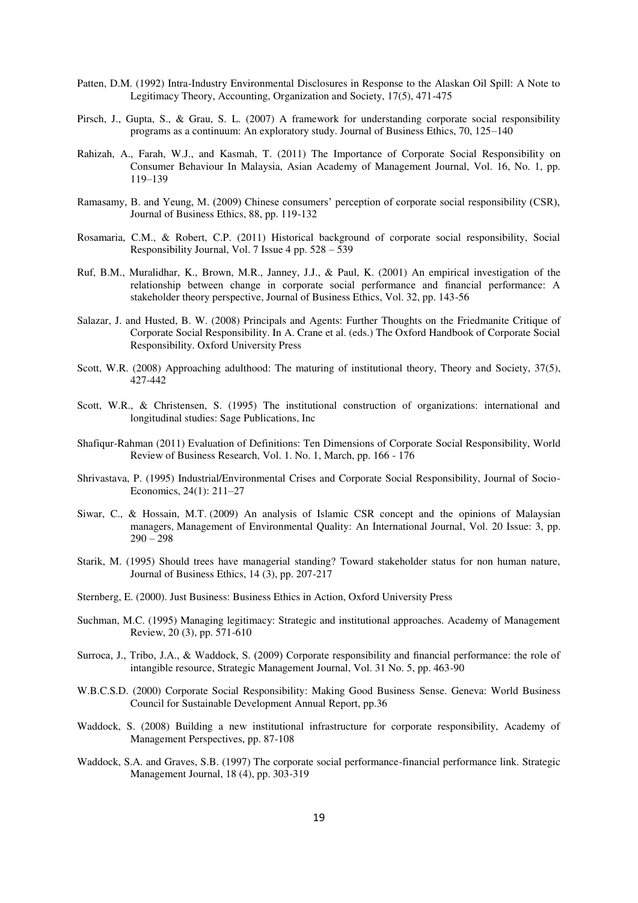Patten, D.M. (1992) Intra-Industry Environmental Disclosures in Response to the Alaskan Oil Spill: A Note to Legitimacy Theory, Accounting, Organization and Society, 17(5), 471-475

Pirsch, J., Gupta, S., & Grau, S. L. (2007) A framework for understanding corporate social responsibility programs as a continuum: An exploratory study. Journal of Business Ethics, 70, 125–140

Rahizah, A., Farah, W.J., and Kasmah, T. (2011) The Importance of Corporate Social Responsibility on Consumer Behaviour In Malaysia, Asian Academy of Management Journal, Vol. 16, No. 1, pp. 119–139

Ramasamy, B. and Yeung, M. (2009) Chinese consumers' perception of corporate social responsibility (CSR), Journal of Business Ethics, 88, pp. 119-132

Rosamaria, C.M., & Robert, C.P. (2011) Historical background of corporate social responsibility, Social Responsibility Journal, Vol. 7 Issue 4 pp. 528 – 539

Ruf, B.M., Muralidhar, K., Brown, M.R., Janney, J.J., & Paul, K. (2001) An empirical investigation of the relationship between change in corporate social performance and financial performance: A stakeholder theory perspective, Journal of Business Ethics, Vol. 32, pp. 143-56

Salazar, J. and Husted, B. W. (2008) Principals and Agents: Further Thoughts on the Friedmanite Critique of Corporate Social Responsibility. In A. Crane et al. (eds.) The Oxford Handbook of Corporate Social Responsibility. Oxford University Press

Scott, W.R. (2008) Approaching adulthood: The maturing of institutional theory, Theory and Society, 37(5), 427-442

Scott, W.R., & Christensen, S. (1995) The institutional construction of organizations: international and longitudinal studies: Sage Publications, Inc

Shafiqur-Rahman (2011) Evaluation of Definitions: Ten Dimensions of Corporate Social Responsibility, World Review of Business Research, Vol. 1. No. 1, March, pp. 166 - 176

Shrivastava, P. (1995) Industrial/Environmental Crises and Corporate Social Responsibility, Journal of Socio-Economics, 24(1): 211–27

Siwar, C., & Hossain, M.T. (2009) An analysis of Islamic CSR concept and the opinions of Malaysian managers, Management of Environmental Quality: An International Journal, Vol. 20 Issue: 3, pp. 290 – 298

Starik, M. (1995) Should trees have managerial standing? Toward stakeholder status for non human nature, Journal of Business Ethics, 14 (3), pp. 207-217

Sternberg, E. (2000). Just Business: Business Ethics in Action, Oxford University Press

Suchman, M.C. (1995) Managing legitimacy: Strategic and institutional approaches. Academy of Management Review, 20 (3), pp. 571-610

Surroca, J., Tribo, J.A., & Waddock, S. (2009) Corporate responsibility and financial performance: the role of intangible resource, Strategic Management Journal, Vol. 31 No. 5, pp. 463-90

W.B.C.S.D. (2000) Corporate Social Responsibility: Making Good Business Sense. Geneva: World Business Council for Sustainable Development Annual Report, pp.36

Waddock, S. (2008) Building a new institutional infrastructure for corporate responsibility, Academy of Management Perspectives, pp. 87-108

Waddock, S.A. and Graves, S.B. (1997) The corporate social performance-financial performance link. Strategic Management Journal, 18 (4), pp. 303-319